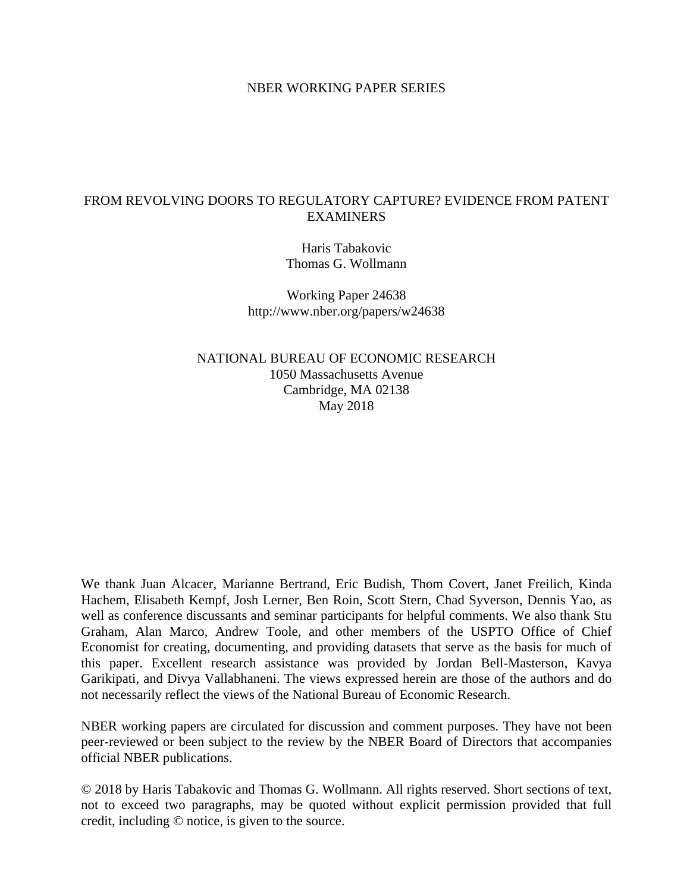NBER WORKING PAPER SERIES

# FROM REVOLVING DOORS TO REGULATORY CAPTURE? EVIDENCE FROM PATENT EXAMINERS

Haris Tabakovic
Thomas G. Wollmann

Working Paper 24638
http://www.nber.org/papers/w24638

NATIONAL BUREAU OF ECONOMIC RESEARCH
1050 Massachusetts Avenue
Cambridge, MA 02138
May 2018

We thank Juan Alcacer, Marianne Bertrand, Eric Budish, Thom Covert, Janet Freilich, Kinda Hachem, Elisabeth Kempf, Josh Lerner, Ben Roin, Scott Stern, Chad Syverson, Dennis Yao, as well as conference discussants and seminar participants for helpful comments. We also thank Stu Graham, Alan Marco, Andrew Toole, and other members of the USPTO Office of Chief Economist for creating, documenting, and providing datasets that serve as the basis for much of this paper. Excellent research assistance was provided by Jordan Bell-Masterson, Kavya Garikipati, and Divya Vallabhaneni. The views expressed herein are those of the authors and do not necessarily reflect the views of the National Bureau of Economic Research.

NBER working papers are circulated for discussion and comment purposes. They have not been peer-reviewed or been subject to the review by the NBER Board of Directors that accompanies official NBER publications.

© 2018 by Haris Tabakovic and Thomas G. Wollmann. All rights reserved. Short sections of text, not to exceed two paragraphs, may be quoted without explicit permission provided that full credit, including © notice, is given to the source.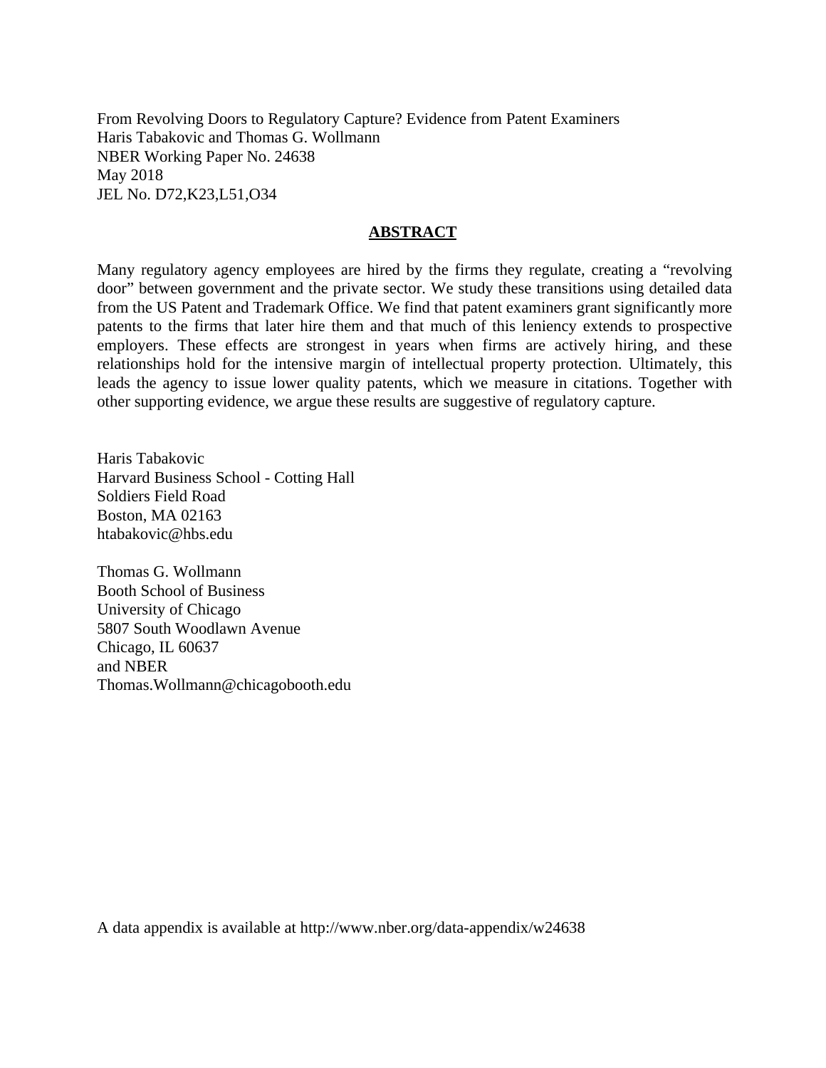From Revolving Doors to Regulatory Capture? Evidence from Patent Examiners
Haris Tabakovic and Thomas G. Wollmann
NBER Working Paper No. 24638
May 2018
JEL No. D72,K23,L51,O34

## ABSTRACT

Many regulatory agency employees are hired by the firms they regulate, creating a "revolving door" between government and the private sector. We study these transitions using detailed data from the US Patent and Trademark Office. We find that patent examiners grant significantly more patents to the firms that later hire them and that much of this leniency extends to prospective employers. These effects are strongest in years when firms are actively hiring, and these relationships hold for the intensive margin of intellectual property protection. Ultimately, this leads the agency to issue lower quality patents, which we measure in citations. Together with other supporting evidence, we argue these results are suggestive of regulatory capture.

Haris Tabakovic
Harvard Business School - Cotting Hall
Soldiers Field Road
Boston, MA 02163
htabakovic@hbs.edu

Thomas G. Wollmann
Booth School of Business
University of Chicago
5807 South Woodlawn Avenue
Chicago, IL 60637
and NBER
Thomas.Wollmann@chicagobooth.edu

A data appendix is available at http://www.nber.org/data-appendix/w24638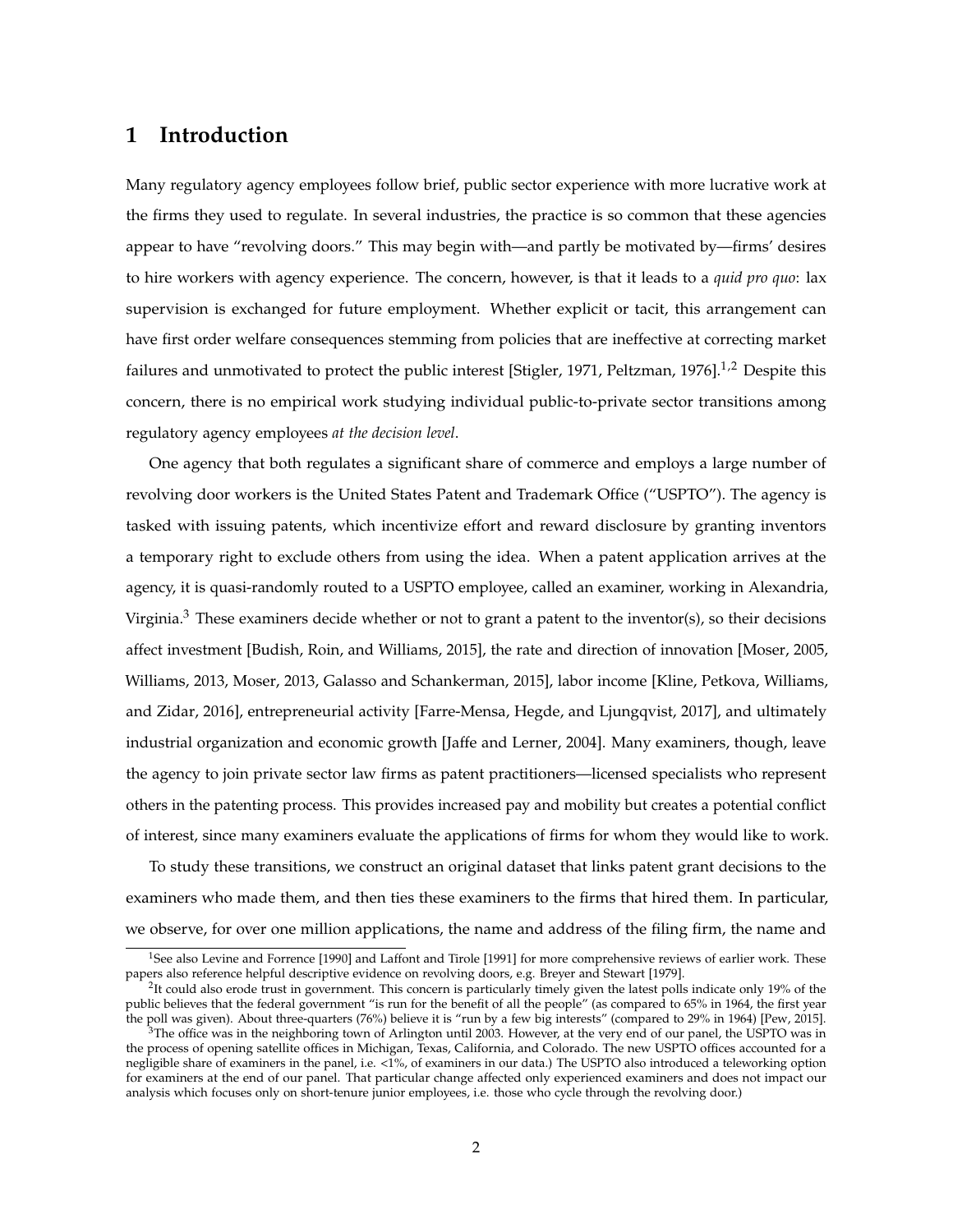# 1 Introduction

Many regulatory agency employees follow brief, public sector experience with more lucrative work at the firms they used to regulate. In several industries, the practice is so common that these agencies appear to have "revolving doors." This may begin with—and partly be motivated by—firms' desires to hire workers with agency experience. The concern, however, is that it leads to a *quid pro quo*: lax supervision is exchanged for future employment. Whether explicit or tacit, this arrangement can have first order welfare consequences stemming from policies that are ineffective at correcting market failures and unmotivated to protect the public interest [Stigler, 1971, Peltzman, 1976].[1,2] Despite this concern, there is no empirical work studying individual public-to-private sector transitions among regulatory agency employees *at the decision level*.

One agency that both regulates a significant share of commerce and employs a large number of revolving door workers is the United States Patent and Trademark Office ("USPTO"). The agency is tasked with issuing patents, which incentivize effort and reward disclosure by granting inventors a temporary right to exclude others from using the idea. When a patent application arrives at the agency, it is quasi-randomly routed to a USPTO employee, called an examiner, working in Alexandria, Virginia.[3] These examiners decide whether or not to grant a patent to the inventor(s), so their decisions affect investment [Budish, Roin, and Williams, 2015], the rate and direction of innovation [Moser, 2005, Williams, 2013, Moser, 2013, Galasso and Schankerman, 2015], labor income [Kline, Petkova, Williams, and Zidar, 2016], entrepreneurial activity [Farre-Mensa, Hegde, and Ljungqvist, 2017], and ultimately industrial organization and economic growth [Jaffe and Lerner, 2004]. Many examiners, though, leave the agency to join private sector law firms as patent practitioners—licensed specialists who represent others in the patenting process. This provides increased pay and mobility but creates a potential conflict of interest, since many examiners evaluate the applications of firms for whom they would like to work.

To study these transitions, we construct an original dataset that links patent grant decisions to the examiners who made them, and then ties these examiners to the firms that hired them. In particular, we observe, for over one million applications, the name and address of the filing firm, the name and

[1] See also Levine and Forrence [1990] and Laffont and Tirole [1991] for more comprehensive reviews of earlier work. These papers also reference helpful descriptive evidence on revolving doors, e.g. Breyer and Stewart [1979].

[2] It could also erode trust in government. This concern is particularly timely given the latest polls indicate only 19% of the public believes that the federal government "is run for the benefit of all the people" (as compared to 65% in 1964, the first year the poll was given). About three-quarters (76%) believe it is "run by a few big interests" (compared to 29% in 1964) [Pew, 2015].

[3] The office was in the neighboring town of Arlington until 2003. However, at the very end of our panel, the USPTO was in the process of opening satellite offices in Michigan, Texas, California, and Colorado. The new USPTO offices accounted for a negligible share of examiners in the panel, i.e. <1%, of examiners in our data.) The USPTO also introduced a teleworking option for examiners at the end of our panel. That particular change affected only experienced examiners and does not impact our analysis which focuses only on short-tenure junior employees, i.e. those who cycle through the revolving door.)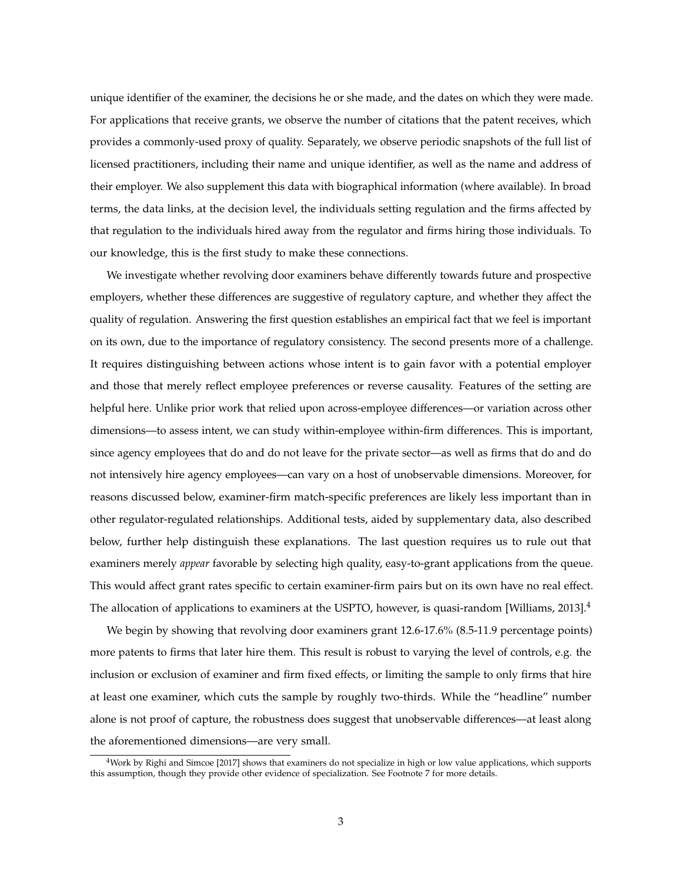unique identifier of the examiner, the decisions he or she made, and the dates on which they were made. For applications that receive grants, we observe the number of citations that the patent receives, which provides a commonly-used proxy of quality. Separately, we observe periodic snapshots of the full list of licensed practitioners, including their name and unique identifier, as well as the name and address of their employer. We also supplement this data with biographical information (where available). In broad terms, the data links, at the decision level, the individuals setting regulation and the firms affected by that regulation to the individuals hired away from the regulator and firms hiring those individuals. To our knowledge, this is the first study to make these connections.

We investigate whether revolving door examiners behave differently towards future and prospective employers, whether these differences are suggestive of regulatory capture, and whether they affect the quality of regulation. Answering the first question establishes an empirical fact that we feel is important on its own, due to the importance of regulatory consistency. The second presents more of a challenge. It requires distinguishing between actions whose intent is to gain favor with a potential employer and those that merely reflect employee preferences or reverse causality. Features of the setting are helpful here. Unlike prior work that relied upon across-employee differences—or variation across other dimensions—to assess intent, we can study within-employee within-firm differences. This is important, since agency employees that do and do not leave for the private sector—as well as firms that do and do not intensively hire agency employees—can vary on a host of unobservable dimensions. Moreover, for reasons discussed below, examiner-firm match-specific preferences are likely less important than in other regulator-regulated relationships. Additional tests, aided by supplementary data, also described below, further help distinguish these explanations. The last question requires us to rule out that examiners merely *appear* favorable by selecting high quality, easy-to-grant applications from the queue. This would affect grant rates specific to certain examiner-firm pairs but on its own have no real effect. The allocation of applications to examiners at the USPTO, however, is quasi-random [Williams, 2013].[4]

We begin by showing that revolving door examiners grant 12.6-17.6% (8.5-11.9 percentage points) more patents to firms that later hire them. This result is robust to varying the level of controls, e.g. the inclusion or exclusion of examiner and firm fixed effects, or limiting the sample to only firms that hire at least one examiner, which cuts the sample by roughly two-thirds. While the "headline" number alone is not proof of capture, the robustness does suggest that unobservable differences—at least along the aforementioned dimensions—are very small.

[4]Work by Righi and Simcoe [2017] shows that examiners do not specialize in high or low value applications, which supports this assumption, though they provide other evidence of specialization. See Footnote 7 for more details.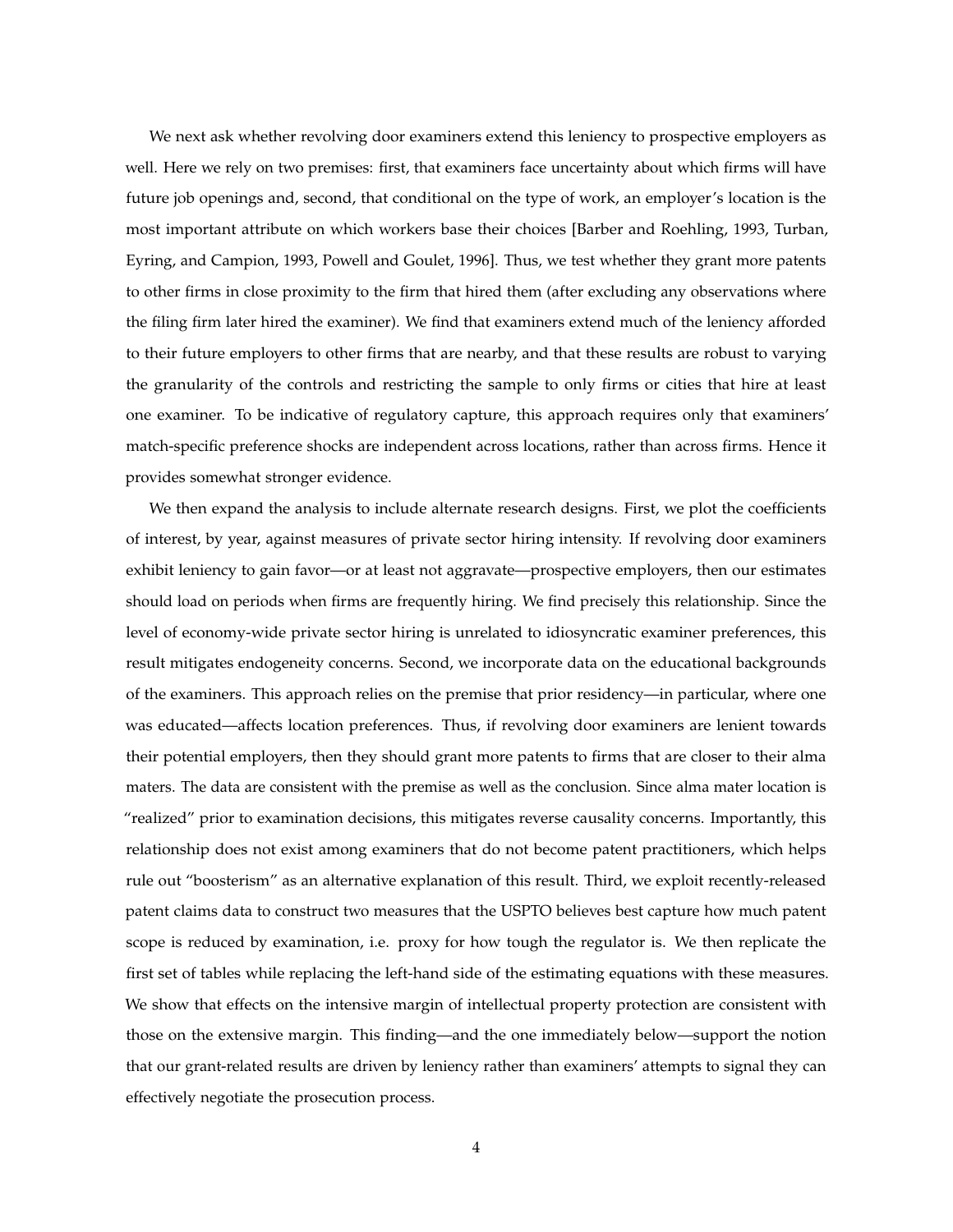We next ask whether revolving door examiners extend this leniency to prospective employers as well. Here we rely on two premises: first, that examiners face uncertainty about which firms will have future job openings and, second, that conditional on the type of work, an employer's location is the most important attribute on which workers base their choices [Barber and Roehling, 1993, Turban, Eyring, and Campion, 1993, Powell and Goulet, 1996]. Thus, we test whether they grant more patents to other firms in close proximity to the firm that hired them (after excluding any observations where the filing firm later hired the examiner). We find that examiners extend much of the leniency afforded to their future employers to other firms that are nearby, and that these results are robust to varying the granularity of the controls and restricting the sample to only firms or cities that hire at least one examiner. To be indicative of regulatory capture, this approach requires only that examiners' match-specific preference shocks are independent across locations, rather than across firms. Hence it provides somewhat stronger evidence.

We then expand the analysis to include alternate research designs. First, we plot the coefficients of interest, by year, against measures of private sector hiring intensity. If revolving door examiners exhibit leniency to gain favor—or at least not aggravate—prospective employers, then our estimates should load on periods when firms are frequently hiring. We find precisely this relationship. Since the level of economy-wide private sector hiring is unrelated to idiosyncratic examiner preferences, this result mitigates endogeneity concerns. Second, we incorporate data on the educational backgrounds of the examiners. This approach relies on the premise that prior residency—in particular, where one was educated—affects location preferences. Thus, if revolving door examiners are lenient towards their potential employers, then they should grant more patents to firms that are closer to their alma maters. The data are consistent with the premise as well as the conclusion. Since alma mater location is "realized" prior to examination decisions, this mitigates reverse causality concerns. Importantly, this relationship does not exist among examiners that do not become patent practitioners, which helps rule out "boosterism" as an alternative explanation of this result. Third, we exploit recently-released patent claims data to construct two measures that the USPTO believes best capture how much patent scope is reduced by examination, i.e. proxy for how tough the regulator is. We then replicate the first set of tables while replacing the left-hand side of the estimating equations with these measures. We show that effects on the intensive margin of intellectual property protection are consistent with those on the extensive margin. This finding—and the one immediately below—support the notion that our grant-related results are driven by leniency rather than examiners' attempts to signal they can effectively negotiate the prosecution process.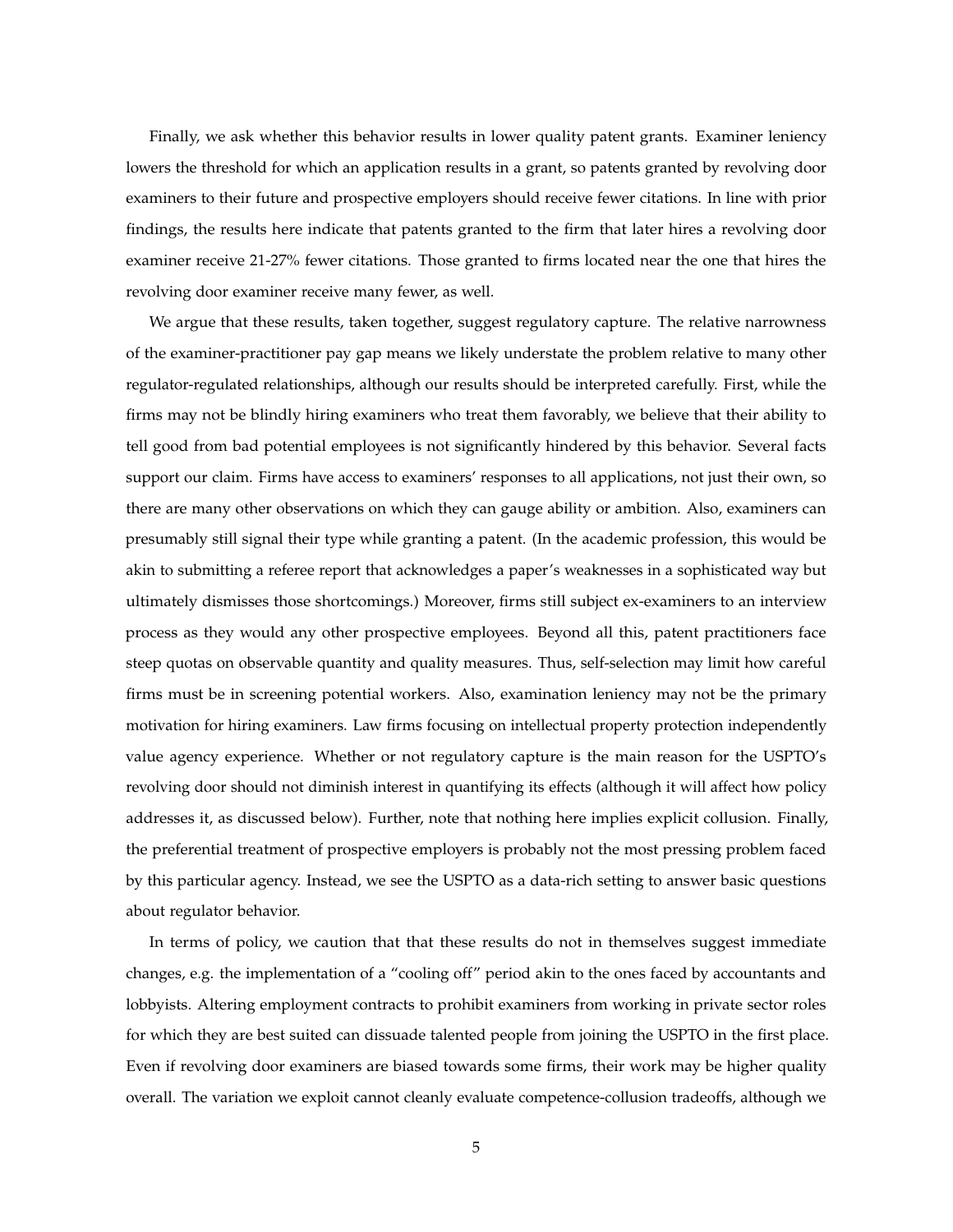Finally, we ask whether this behavior results in lower quality patent grants. Examiner leniency lowers the threshold for which an application results in a grant, so patents granted by revolving door examiners to their future and prospective employers should receive fewer citations. In line with prior findings, the results here indicate that patents granted to the firm that later hires a revolving door examiner receive 21-27% fewer citations. Those granted to firms located near the one that hires the revolving door examiner receive many fewer, as well.

We argue that these results, taken together, suggest regulatory capture. The relative narrowness of the examiner-practitioner pay gap means we likely understate the problem relative to many other regulator-regulated relationships, although our results should be interpreted carefully. First, while the firms may not be blindly hiring examiners who treat them favorably, we believe that their ability to tell good from bad potential employees is not significantly hindered by this behavior. Several facts support our claim. Firms have access to examiners' responses to all applications, not just their own, so there are many other observations on which they can gauge ability or ambition. Also, examiners can presumably still signal their type while granting a patent. (In the academic profession, this would be akin to submitting a referee report that acknowledges a paper's weaknesses in a sophisticated way but ultimately dismisses those shortcomings.) Moreover, firms still subject ex-examiners to an interview process as they would any other prospective employees. Beyond all this, patent practitioners face steep quotas on observable quantity and quality measures. Thus, self-selection may limit how careful firms must be in screening potential workers. Also, examination leniency may not be the primary motivation for hiring examiners. Law firms focusing on intellectual property protection independently value agency experience. Whether or not regulatory capture is the main reason for the USPTO's revolving door should not diminish interest in quantifying its effects (although it will affect how policy addresses it, as discussed below). Further, note that nothing here implies explicit collusion. Finally, the preferential treatment of prospective employers is probably not the most pressing problem faced by this particular agency. Instead, we see the USPTO as a data-rich setting to answer basic questions about regulator behavior.

In terms of policy, we caution that that these results do not in themselves suggest immediate changes, e.g. the implementation of a "cooling off" period akin to the ones faced by accountants and lobbyists. Altering employment contracts to prohibit examiners from working in private sector roles for which they are best suited can dissuade talented people from joining the USPTO in the first place. Even if revolving door examiners are biased towards some firms, their work may be higher quality overall. The variation we exploit cannot cleanly evaluate competence-collusion tradeoffs, although we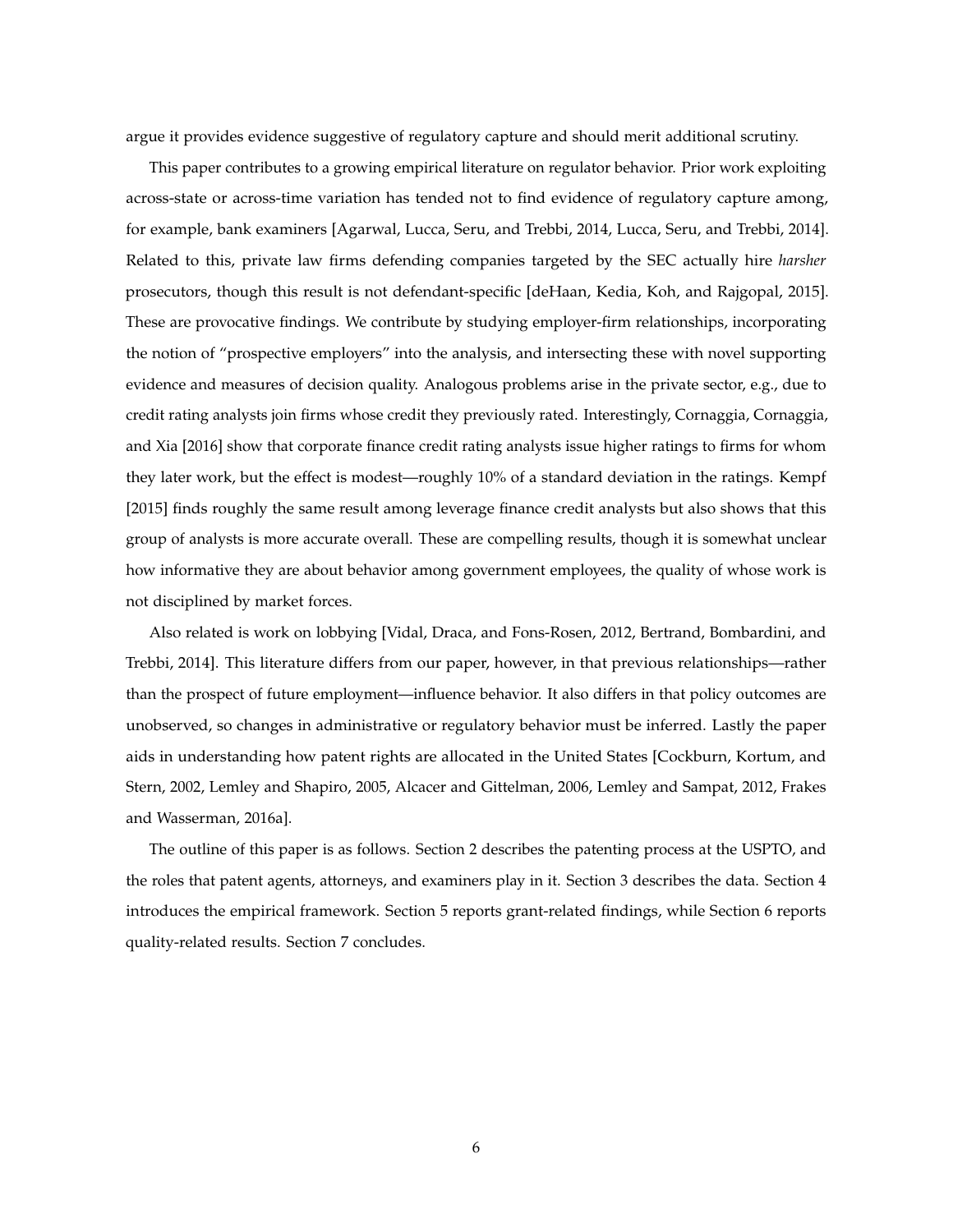argue it provides evidence suggestive of regulatory capture and should merit additional scrutiny.

This paper contributes to a growing empirical literature on regulator behavior. Prior work exploiting across-state or across-time variation has tended not to find evidence of regulatory capture among, for example, bank examiners [Agarwal, Lucca, Seru, and Trebbi, 2014, Lucca, Seru, and Trebbi, 2014]. Related to this, private law firms defending companies targeted by the SEC actually hire *harsher* prosecutors, though this result is not defendant-specific [deHaan, Kedia, Koh, and Rajgopal, 2015]. These are provocative findings. We contribute by studying employer-firm relationships, incorporating the notion of "prospective employers" into the analysis, and intersecting these with novel supporting evidence and measures of decision quality. Analogous problems arise in the private sector, e.g., due to credit rating analysts join firms whose credit they previously rated. Interestingly, Cornaggia, Cornaggia, and Xia [2016] show that corporate finance credit rating analysts issue higher ratings to firms for whom they later work, but the effect is modest—roughly 10% of a standard deviation in the ratings. Kempf [2015] finds roughly the same result among leverage finance credit analysts but also shows that this group of analysts is more accurate overall. These are compelling results, though it is somewhat unclear how informative they are about behavior among government employees, the quality of whose work is not disciplined by market forces.

Also related is work on lobbying [Vidal, Draca, and Fons-Rosen, 2012, Bertrand, Bombardini, and Trebbi, 2014]. This literature differs from our paper, however, in that previous relationships—rather than the prospect of future employment—influence behavior. It also differs in that policy outcomes are unobserved, so changes in administrative or regulatory behavior must be inferred. Lastly the paper aids in understanding how patent rights are allocated in the United States [Cockburn, Kortum, and Stern, 2002, Lemley and Shapiro, 2005, Alcacer and Gittelman, 2006, Lemley and Sampat, 2012, Frakes and Wasserman, 2016a].

The outline of this paper is as follows. Section 2 describes the patenting process at the USPTO, and the roles that patent agents, attorneys, and examiners play in it. Section 3 describes the data. Section 4 introduces the empirical framework. Section 5 reports grant-related findings, while Section 6 reports quality-related results. Section 7 concludes.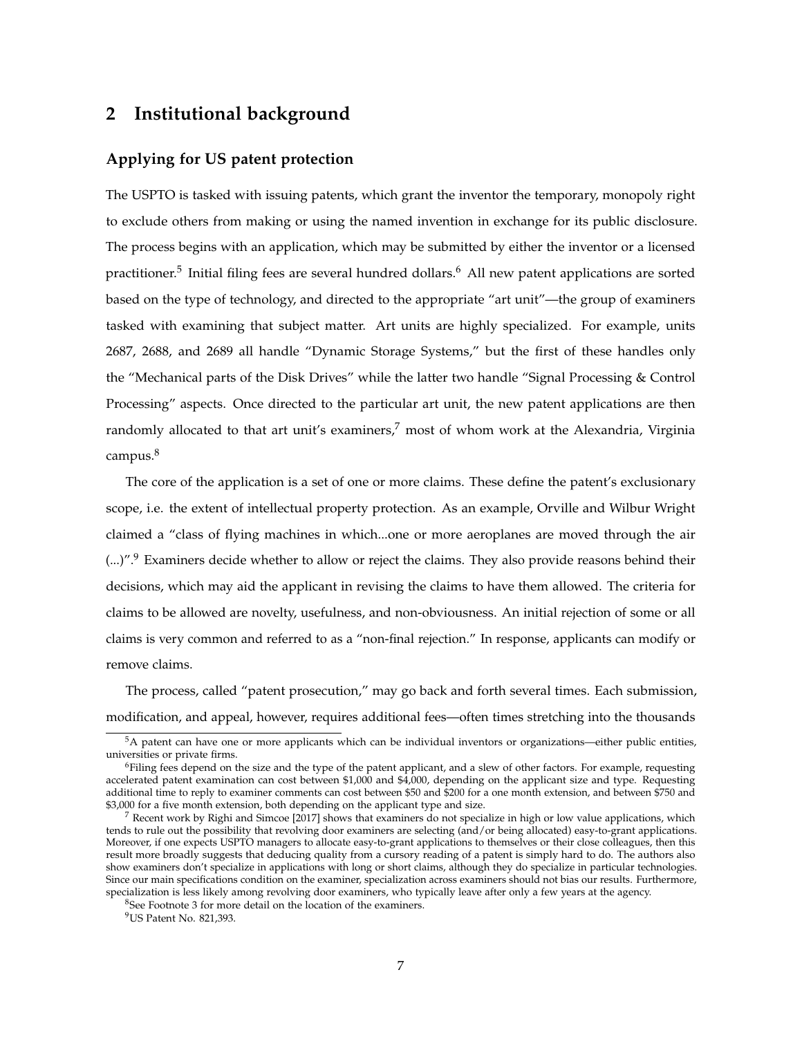## 2 Institutional background

### Applying for US patent protection

The USPTO is tasked with issuing patents, which grant the inventor the temporary, monopoly right to exclude others from making or using the named invention in exchange for its public disclosure. The process begins with an application, which may be submitted by either the inventor or a licensed practitioner.[5] Initial filing fees are several hundred dollars.[6] All new patent applications are sorted based on the type of technology, and directed to the appropriate "art unit"—the group of examiners tasked with examining that subject matter. Art units are highly specialized. For example, units 2687, 2688, and 2689 all handle "Dynamic Storage Systems," but the first of these handles only the "Mechanical parts of the Disk Drives" while the latter two handle "Signal Processing & Control Processing" aspects. Once directed to the particular art unit, the new patent applications are then randomly allocated to that art unit's examiners,[7] most of whom work at the Alexandria, Virginia campus.[8]

The core of the application is a set of one or more claims. These define the patent's exclusionary scope, i.e. the extent of intellectual property protection. As an example, Orville and Wilbur Wright claimed a "class of flying machines in which...one or more aeroplanes are moved through the air (...)".[9] Examiners decide whether to allow or reject the claims. They also provide reasons behind their decisions, which may aid the applicant in revising the claims to have them allowed. The criteria for claims to be allowed are novelty, usefulness, and non-obviousness. An initial rejection of some or all claims is very common and referred to as a "non-final rejection." In response, applicants can modify or remove claims.

The process, called "patent prosecution," may go back and forth several times. Each submission, modification, and appeal, however, requires additional fees—often times stretching into the thousands

[5] A patent can have one or more applicants which can be individual inventors or organizations—either public entities, universities or private firms.

[6] Filing fees depend on the size and the type of the patent applicant, and a slew of other factors. For example, requesting accelerated patent examination can cost between $1,000 and $4,000, depending on the applicant size and type. Requesting additional time to reply to examiner comments can cost between $50 and $200 for a one month extension, and between $750 and $3,000 for a five month extension, both depending on the applicant type and size.

[7] Recent work by Righi and Simcoe [2017] shows that examiners do not specialize in high or low value applications, which tends to rule out the possibility that revolving door examiners are selecting (and/or being allocated) easy-to-grant applications. Moreover, if one expects USPTO managers to allocate easy-to-grant applications to themselves or their close colleagues, then this result more broadly suggests that deducing quality from a cursory reading of a patent is simply hard to do. The authors also show examiners don't specialize in applications with long or short claims, although they do specialize in particular technologies. Since our main specifications condition on the examiner, specialization across examiners should not bias our results. Furthermore, specialization is less likely among revolving door examiners, who typically leave after only a few years at the agency.

[8] See Footnote 3 for more detail on the location of the examiners.

[9] US Patent No. 821,393.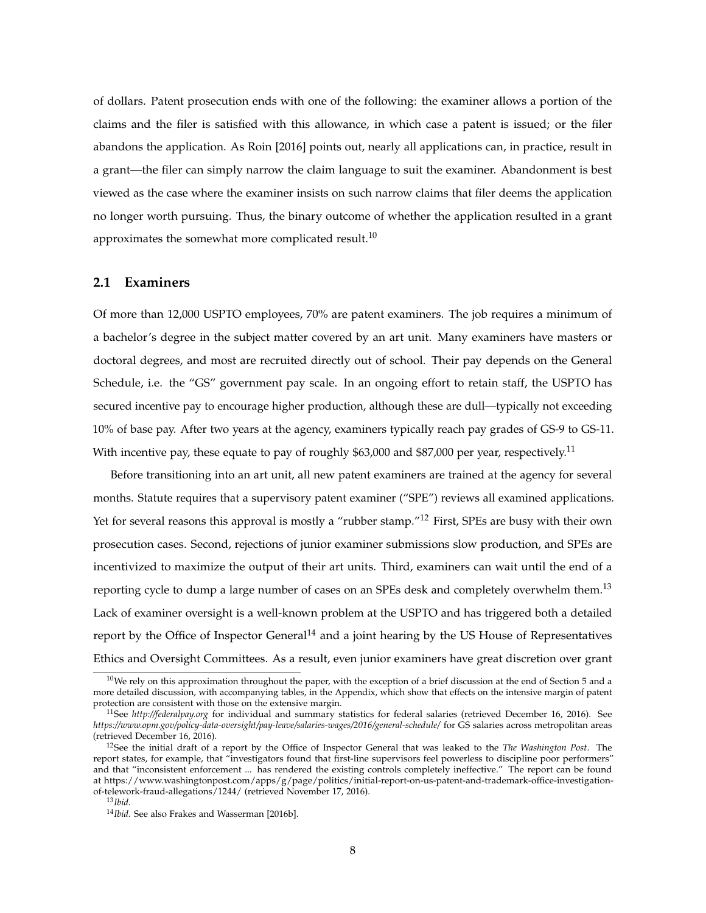of dollars. Patent prosecution ends with one of the following: the examiner allows a portion of the claims and the filer is satisfied with this allowance, in which case a patent is issued; or the filer abandons the application. As Roin [2016] points out, nearly all applications can, in practice, result in a grant—the filer can simply narrow the claim language to suit the examiner. Abandonment is best viewed as the case where the examiner insists on such narrow claims that filer deems the application no longer worth pursuing. Thus, the binary outcome of whether the application resulted in a grant approximates the somewhat more complicated result.[10]

## 2.1 Examiners

Of more than 12,000 USPTO employees, 70% are patent examiners. The job requires a minimum of a bachelor's degree in the subject matter covered by an art unit. Many examiners have masters or doctoral degrees, and most are recruited directly out of school. Their pay depends on the General Schedule, i.e. the "GS" government pay scale. In an ongoing effort to retain staff, the USPTO has secured incentive pay to encourage higher production, although these are dull—typically not exceeding 10% of base pay. After two years at the agency, examiners typically reach pay grades of GS-9 to GS-11. With incentive pay, these equate to pay of roughly $63,000 and $87,000 per year, respectively.[11]

Before transitioning into an art unit, all new patent examiners are trained at the agency for several months. Statute requires that a supervisory patent examiner ("SPE") reviews all examined applications. Yet for several reasons this approval is mostly a "rubber stamp."[12] First, SPEs are busy with their own prosecution cases. Second, rejections of junior examiner submissions slow production, and SPEs are incentivized to maximize the output of their art units. Third, examiners can wait until the end of a reporting cycle to dump a large number of cases on an SPEs desk and completely overwhelm them.[13] Lack of examiner oversight is a well-known problem at the USPTO and has triggered both a detailed report by the Office of Inspector General[14] and a joint hearing by the US House of Representatives Ethics and Oversight Committees. As a result, even junior examiners have great discretion over grant

[10] We rely on this approximation throughout the paper, with the exception of a brief discussion at the end of Section 5 and a more detailed discussion, with accompanying tables, in the Appendix, which show that effects on the intensive margin of patent protection are consistent with those on the extensive margin.

[11] See *http://federalpay.org* for individual and summary statistics for federal salaries (retrieved December 16, 2016). See *https://www.opm.gov/policy-data-oversight/pay-leave/salaries-wages/2016/general-schedule/* for GS salaries across metropolitan areas (retrieved December 16, 2016).

[12] See the initial draft of a report by the Office of Inspector General that was leaked to the *The Washington Post*. The report states, for example, that "investigators found that first-line supervisors feel powerless to discipline poor performers" and that "inconsistent enforcement ... has rendered the existing controls completely ineffective." The report can be found at https://www.washingtonpost.com/apps/g/page/politics/initial-report-on-us-patent-and-trademark-office-investigation-of-telework-fraud-allegations/1244/ (retrieved November 17, 2016).

[13] *Ibid.*

[14] *Ibid.* See also Frakes and Wasserman [2016b].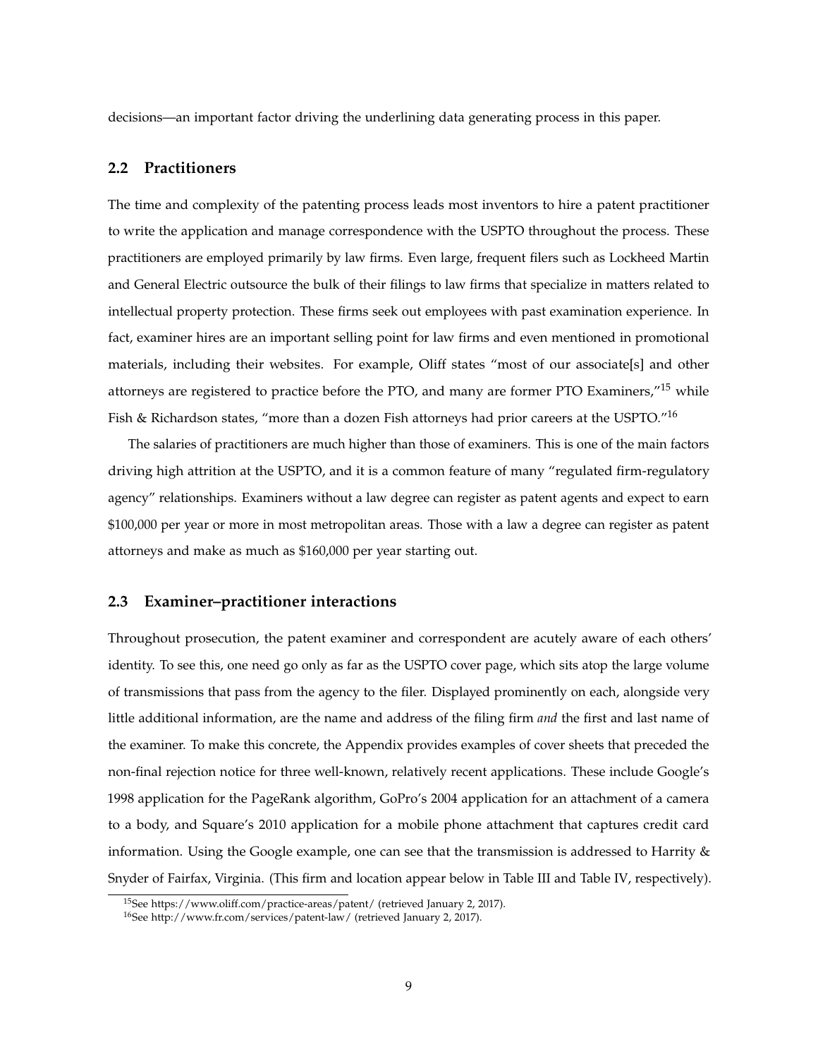decisions—an important factor driving the underlining data generating process in this paper.

## 2.2 Practitioners

The time and complexity of the patenting process leads most inventors to hire a patent practitioner to write the application and manage correspondence with the USPTO throughout the process. These practitioners are employed primarily by law firms. Even large, frequent filers such as Lockheed Martin and General Electric outsource the bulk of their filings to law firms that specialize in matters related to intellectual property protection. These firms seek out employees with past examination experience. In fact, examiner hires are an important selling point for law firms and even mentioned in promotional materials, including their websites. For example, Oliff states "most of our associate[s] and other attorneys are registered to practice before the PTO, and many are former PTO Examiners,"[15] while Fish & Richardson states, "more than a dozen Fish attorneys had prior careers at the USPTO."[16]

The salaries of practitioners are much higher than those of examiners. This is one of the main factors driving high attrition at the USPTO, and it is a common feature of many "regulated firm-regulatory agency" relationships. Examiners without a law degree can register as patent agents and expect to earn $100,000 per year or more in most metropolitan areas. Those with a law a degree can register as patent attorneys and make as much as $160,000 per year starting out.

## 2.3 Examiner–practitioner interactions

Throughout prosecution, the patent examiner and correspondent are acutely aware of each others' identity. To see this, one need go only as far as the USPTO cover page, which sits atop the large volume of transmissions that pass from the agency to the filer. Displayed prominently on each, alongside very little additional information, are the name and address of the filing firm *and* the first and last name of the examiner. To make this concrete, the Appendix provides examples of cover sheets that preceded the non-final rejection notice for three well-known, relatively recent applications. These include Google's 1998 application for the PageRank algorithm, GoPro's 2004 application for an attachment of a camera to a body, and Square's 2010 application for a mobile phone attachment that captures credit card information. Using the Google example, one can see that the transmission is addressed to Harrity & Snyder of Fairfax, Virginia. (This firm and location appear below in Table III and Table IV, respectively).

[15] See https://www.oliff.com/practice-areas/patent/ (retrieved January 2, 2017).

[16] See http://www.fr.com/services/patent-law/ (retrieved January 2, 2017).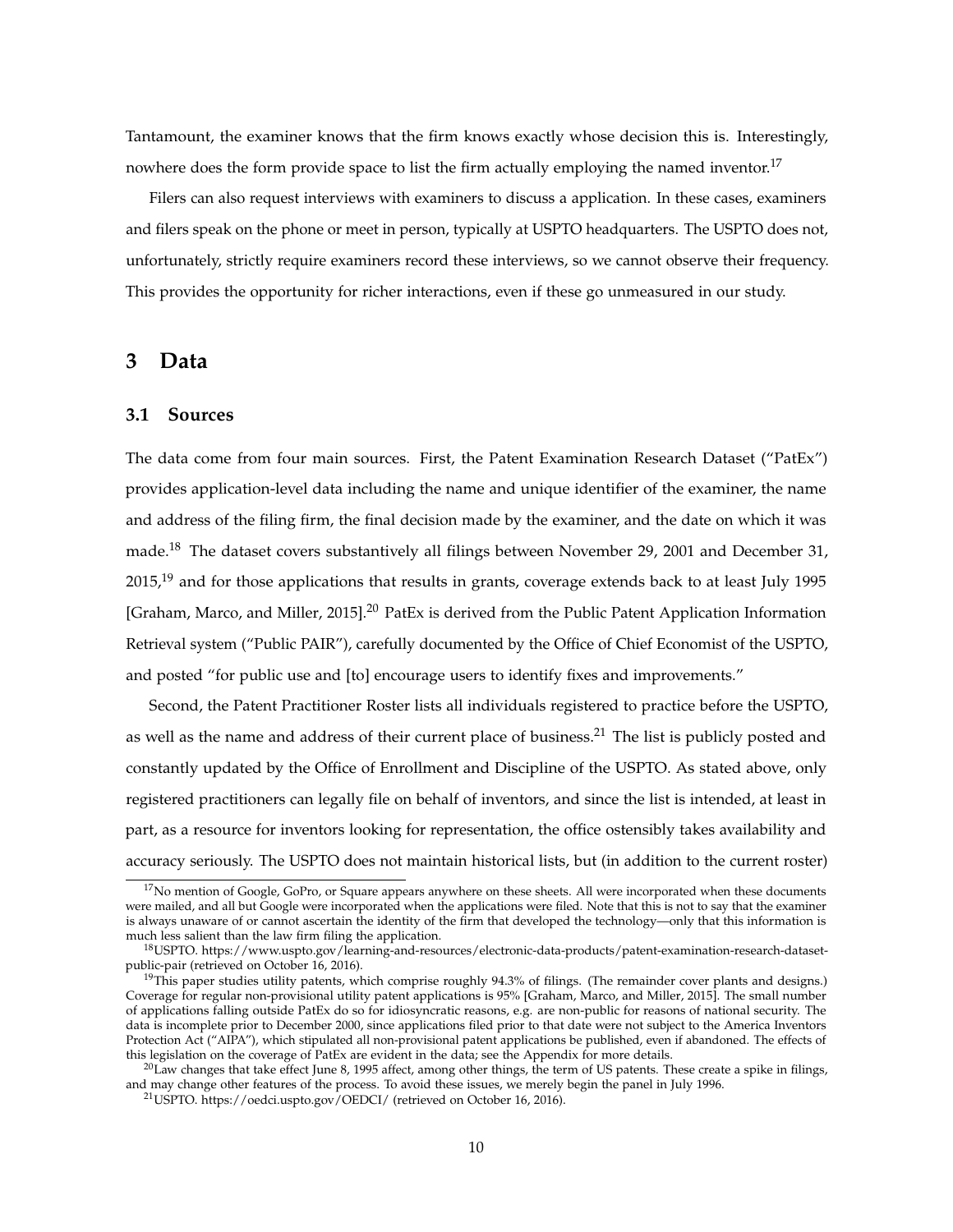Tantamount, the examiner knows that the firm knows exactly whose decision this is. Interestingly, nowhere does the form provide space to list the firm actually employing the named inventor.[17]

Filers can also request interviews with examiners to discuss a application. In these cases, examiners and filers speak on the phone or meet in person, typically at USPTO headquarters. The USPTO does not, unfortunately, strictly require examiners record these interviews, so we cannot observe their frequency. This provides the opportunity for richer interactions, even if these go unmeasured in our study.

# 3 Data

## 3.1 Sources

The data come from four main sources. First, the Patent Examination Research Dataset ("PatEx") provides application-level data including the name and unique identifier of the examiner, the name and address of the filing firm, the final decision made by the examiner, and the date on which it was made.[18] The dataset covers substantively all filings between November 29, 2001 and December 31, 2015,[19] and for those applications that results in grants, coverage extends back to at least July 1995 [Graham, Marco, and Miller, 2015].[20] PatEx is derived from the Public Patent Application Information Retrieval system ("Public PAIR"), carefully documented by the Office of Chief Economist of the USPTO, and posted "for public use and [to] encourage users to identify fixes and improvements."

Second, the Patent Practitioner Roster lists all individuals registered to practice before the USPTO, as well as the name and address of their current place of business.[21] The list is publicly posted and constantly updated by the Office of Enrollment and Discipline of the USPTO. As stated above, only registered practitioners can legally file on behalf of inventors, and since the list is intended, at least in part, as a resource for inventors looking for representation, the office ostensibly takes availability and accuracy seriously. The USPTO does not maintain historical lists, but (in addition to the current roster)

[17] No mention of Google, GoPro, or Square appears anywhere on these sheets. All were incorporated when these documents were mailed, and all but Google were incorporated when the applications were filed. Note that this is not to say that the examiner is always unaware of or cannot ascertain the identity of the firm that developed the technology—only that this information is much less salient than the law firm filing the application.

[18] USPTO. https://www.uspto.gov/learning-and-resources/electronic-data-products/patent-examination-research-dataset-public-pair (retrieved on October 16, 2016).

[19] This paper studies utility patents, which comprise roughly 94.3% of filings. (The remainder cover plants and designs.) Coverage for regular non-provisional utility patent applications is 95% [Graham, Marco, and Miller, 2015]. The small number of applications falling outside PatEx do so for idiosyncratic reasons, e.g. are non-public for reasons of national security. The data is incomplete prior to December 2000, since applications filed prior to that date were not subject to the America Inventors Protection Act ("AIPA"), which stipulated all non-provisional patent applications be published, even if abandoned. The effects of this legislation on the coverage of PatEx are evident in the data; see the Appendix for more details.

[20] Law changes that take effect June 8, 1995 affect, among other things, the term of US patents. These create a spike in filings, and may change other features of the process. To avoid these issues, we merely begin the panel in July 1996.

[21] USPTO. https://oedci.uspto.gov/OEDCI/ (retrieved on October 16, 2016).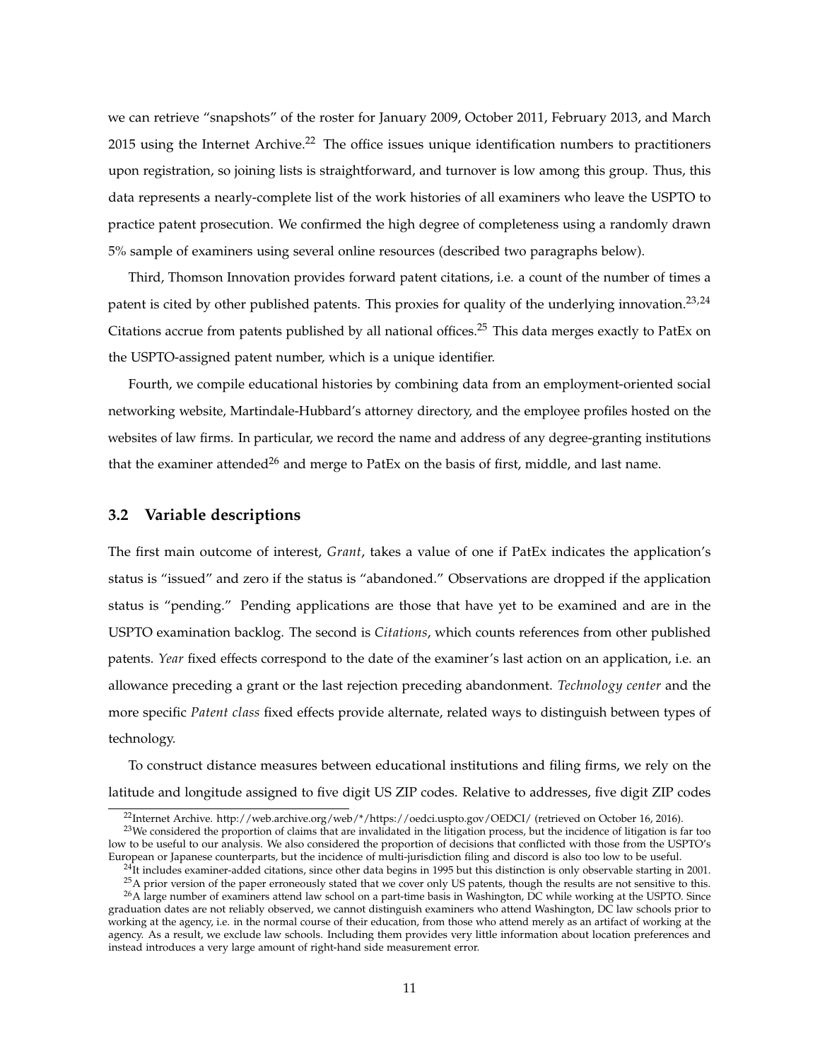we can retrieve "snapshots" of the roster for January 2009, October 2011, February 2013, and March 2015 using the Internet Archive.[22] The office issues unique identification numbers to practitioners upon registration, so joining lists is straightforward, and turnover is low among this group. Thus, this data represents a nearly-complete list of the work histories of all examiners who leave the USPTO to practice patent prosecution. We confirmed the high degree of completeness using a randomly drawn 5% sample of examiners using several online resources (described two paragraphs below).

Third, Thomson Innovation provides forward patent citations, i.e. a count of the number of times a patent is cited by other published patents. This proxies for quality of the underlying innovation.[23,24] Citations accrue from patents published by all national offices.[25] This data merges exactly to PatEx on the USPTO-assigned patent number, which is a unique identifier.

Fourth, we compile educational histories by combining data from an employment-oriented social networking website, Martindale-Hubbard's attorney directory, and the employee profiles hosted on the websites of law firms. In particular, we record the name and address of any degree-granting institutions that the examiner attended[26] and merge to PatEx on the basis of first, middle, and last name.

### 3.2 Variable descriptions

The first main outcome of interest, *Grant*, takes a value of one if PatEx indicates the application's status is "issued" and zero if the status is "abandoned." Observations are dropped if the application status is "pending." Pending applications are those that have yet to be examined and are in the USPTO examination backlog. The second is *Citations*, which counts references from other published patents. *Year* fixed effects correspond to the date of the examiner's last action on an application, i.e. an allowance preceding a grant or the last rejection preceding abandonment. *Technology center* and the more specific *Patent class* fixed effects provide alternate, related ways to distinguish between types of technology.

To construct distance measures between educational institutions and filing firms, we rely on the latitude and longitude assigned to five digit US ZIP codes. Relative to addresses, five digit ZIP codes

---

[22] Internet Archive. http://web.archive.org/web/*/https://oedci.uspto.gov/OEDCI/ (retrieved on October 16, 2016).

[23] We considered the proportion of claims that are invalidated in the litigation process, but the incidence of litigation is far too low to be useful to our analysis. We also considered the proportion of decisions that conflicted with those from the USPTO's European or Japanese counterparts, but the incidence of multi-jurisdiction filing and discord is also too low to be useful.

[24] It includes examiner-added citations, since other data begins in 1995 but this distinction is only observable starting in 2001.

[25] A prior version of the paper erroneously stated that we cover only US patents, though the results are not sensitive to this.

[26] A large number of examiners attend law school on a part-time basis in Washington, DC while working at the USPTO. Since graduation dates are not reliably observed, we cannot distinguish examiners who attend Washington, DC law schools prior to working at the agency, i.e. in the normal course of their education, from those who attend merely as an artifact of working at the agency. As a result, we exclude law schools. Including them provides very little information about location preferences and instead introduces a very large amount of right-hand side measurement error.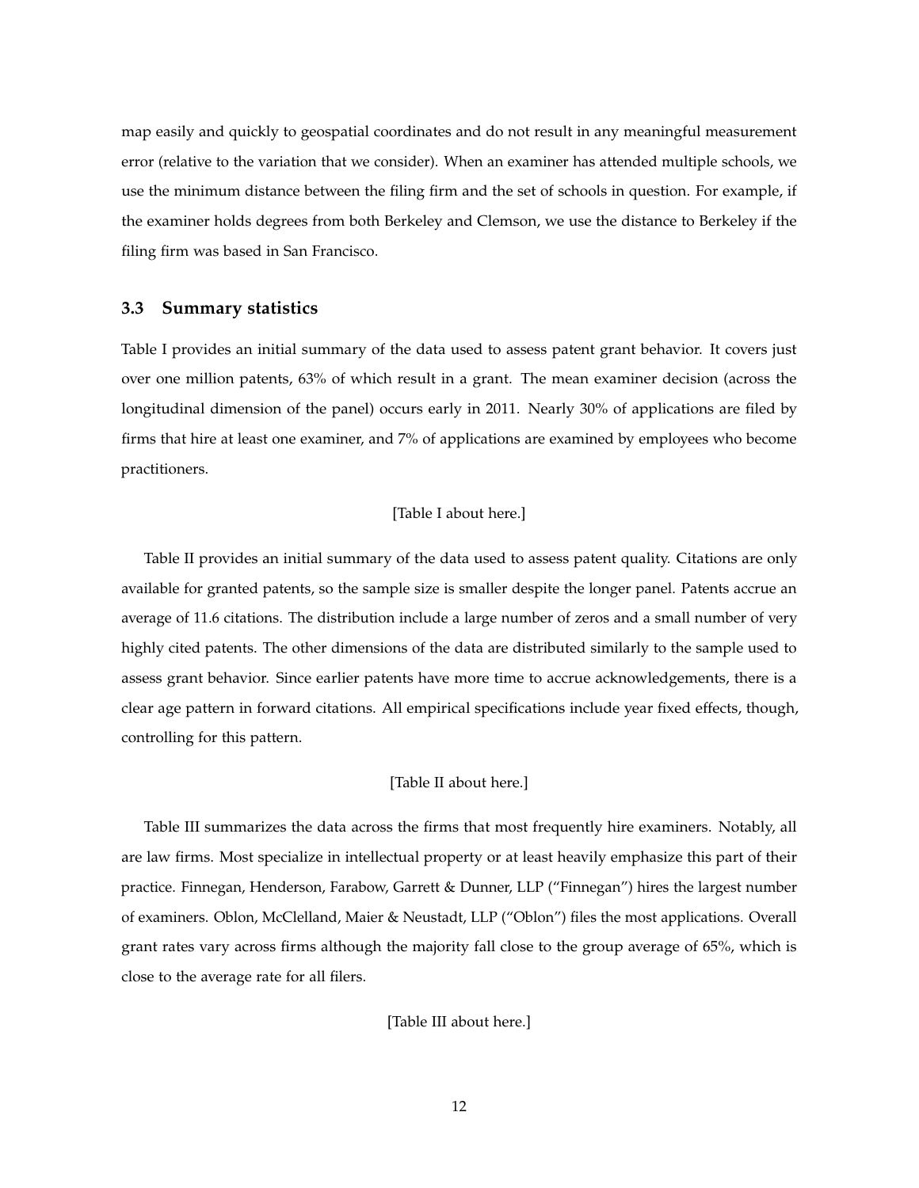map easily and quickly to geospatial coordinates and do not result in any meaningful measurement error (relative to the variation that we consider). When an examiner has attended multiple schools, we use the minimum distance between the filing firm and the set of schools in question. For example, if the examiner holds degrees from both Berkeley and Clemson, we use the distance to Berkeley if the filing firm was based in San Francisco.

### 3.3 Summary statistics

Table I provides an initial summary of the data used to assess patent grant behavior. It covers just over one million patents, 63% of which result in a grant. The mean examiner decision (across the longitudinal dimension of the panel) occurs early in 2011. Nearly 30% of applications are filed by firms that hire at least one examiner, and 7% of applications are examined by employees who become practitioners.

[Table I about here.]

Table II provides an initial summary of the data used to assess patent quality. Citations are only available for granted patents, so the sample size is smaller despite the longer panel. Patents accrue an average of 11.6 citations. The distribution include a large number of zeros and a small number of very highly cited patents. The other dimensions of the data are distributed similarly to the sample used to assess grant behavior. Since earlier patents have more time to accrue acknowledgements, there is a clear age pattern in forward citations. All empirical specifications include year fixed effects, though, controlling for this pattern.

[Table II about here.]

Table III summarizes the data across the firms that most frequently hire examiners. Notably, all are law firms. Most specialize in intellectual property or at least heavily emphasize this part of their practice. Finnegan, Henderson, Farabow, Garrett & Dunner, LLP ("Finnegan") hires the largest number of examiners. Oblon, McClelland, Maier & Neustadt, LLP ("Oblon") files the most applications. Overall grant rates vary across firms although the majority fall close to the group average of 65%, which is close to the average rate for all filers.

[Table III about here.]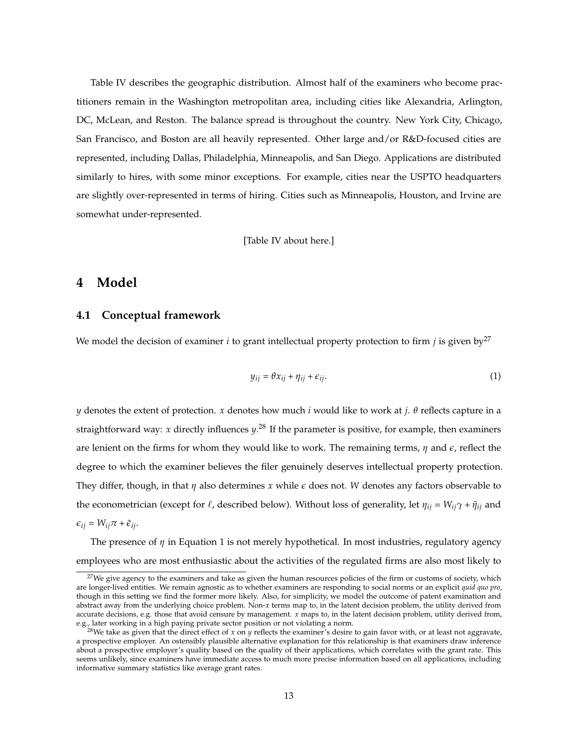Table IV describes the geographic distribution. Almost half of the examiners who become practitioners remain in the Washington metropolitan area, including cities like Alexandria, Arlington, DC, McLean, and Reston. The balance spread is throughout the country. New York City, Chicago, San Francisco, and Boston are all heavily represented. Other large and/or R&D-focused cities are represented, including Dallas, Philadelphia, Minneapolis, and San Diego. Applications are distributed similarly to hires, with some minor exceptions. For example, cities near the USPTO headquarters are slightly over-represented in terms of hiring. Cities such as Minneapolis, Houston, and Irvine are somewhat under-represented.

[Table IV about here.]

# 4 Model

## 4.1 Conceptual framework

We model the decision of examiner $i$ to grant intellectual property protection to firm $j$ is given by[27]

$$y_{ij} = \theta x_{ij} + \eta_{ij} + \epsilon_{ij}. \tag{1}$$

$y$ denotes the extent of protection. $x$ denotes how much $i$ would like to work at $j$. $\theta$ reflects capture in a straightforward way: $x$ directly influences $y$.[28] If the parameter is positive, for example, then examiners are lenient on the firms for whom they would like to work. The remaining terms, $\eta$ and $\epsilon$, reflect the degree to which the examiner believes the filer genuinely deserves intellectual property protection. They differ, though, in that $\eta$ also determines $x$ while $\epsilon$ does not. $W$ denotes any factors observable to the econometrician (except for $\ell$, described below). Without loss of generality, let $\eta_{ij} = W_{ij}\gamma + \tilde{\eta}_{ij}$ and $\epsilon_{ij} = W_{ij}\pi + \tilde{\epsilon}_{ij}$.

The presence of $\eta$ in Equation 1 is not merely hypothetical. In most industries, regulatory agency employees who are most enthusiastic about the activities of the regulated firms are also most likely to

[27] We give agency to the examiners and take as given the human resources policies of the firm or customs of society, which are longer-lived entities. We remain agnostic as to whether examiners are responding to social norms or an explicit *quid quo pro*, though in this setting we find the former more likely. Also, for simplicity, we model the outcome of patent examination and abstract away from the underlying choice problem. Non-$x$ terms map to, in the latent decision problem, the utility derived from accurate decisions, e.g. those that avoid censure by management. $x$ maps to, in the latent decision problem, utility derived from, e.g., later working in a high paying private sector position or not violating a norm.

[28] We take as given that the direct effect of $x$ on $y$ reflects the examiner's desire to gain favor with, or at least not aggravate, a prospective employer. An ostensibly plausible alternative explanation for this relationship is that examiners draw inference about a prospective employer's quality based on the quality of their applications, which correlates with the grant rate. This seems unlikely, since examiners have immediate access to much more precise information based on all applications, including informative summary statistics like average grant rates.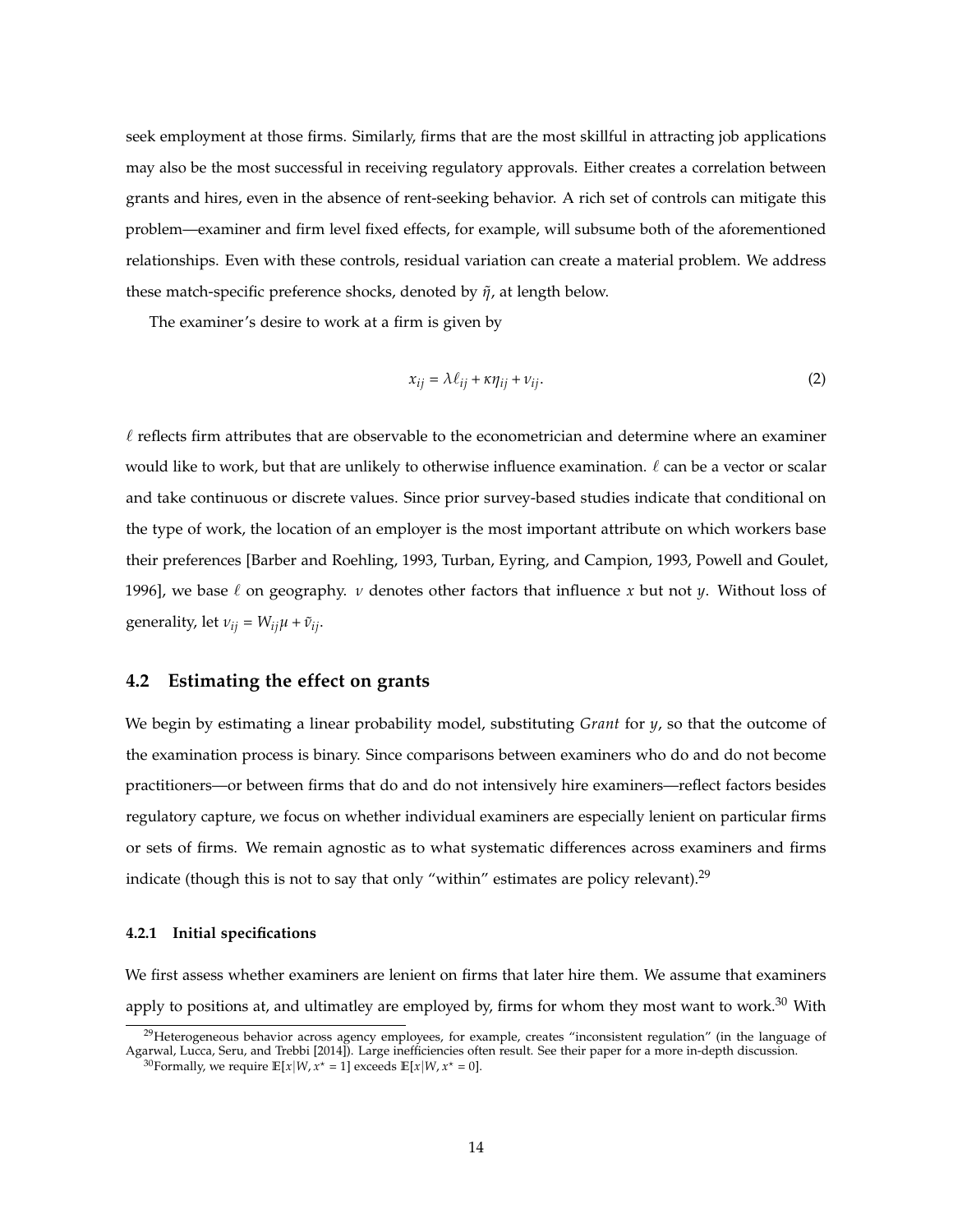seek employment at those firms. Similarly, firms that are the most skillful in attracting job applications may also be the most successful in receiving regulatory approvals. Either creates a correlation between grants and hires, even in the absence of rent-seeking behavior. A rich set of controls can mitigate this problem—examiner and firm level fixed effects, for example, will subsume both of the aforementioned relationships. Even with these controls, residual variation can create a material problem. We address these match-specific preference shocks, denoted by $\tilde{\eta}$, at length below.

The examiner's desire to work at a firm is given by

$$x_{ij} = \lambda \ell_{ij} + \kappa \eta_{ij} + \nu_{ij}. \tag{2}$$

$\ell$ reflects firm attributes that are observable to the econometrician and determine where an examiner would like to work, but that are unlikely to otherwise influence examination. $\ell$ can be a vector or scalar and take continuous or discrete values. Since prior survey-based studies indicate that conditional on the type of work, the location of an employer is the most important attribute on which workers base their preferences [Barber and Roehling, 1993, Turban, Eyring, and Campion, 1993, Powell and Goulet, 1996], we base $\ell$ on geography. $\nu$ denotes other factors that influence $x$ but not $y$. Without loss of generality, let $\nu_{ij} = W_{ij}\mu + \tilde{\nu}_{ij}$.

## 4.2 Estimating the effect on grants

We begin by estimating a linear probability model, substituting *Grant* for $y$, so that the outcome of the examination process is binary. Since comparisons between examiners who do and do not become practitioners—or between firms that do and do not intensively hire examiners—reflect factors besides regulatory capture, we focus on whether individual examiners are especially lenient on particular firms or sets of firms. We remain agnostic as to what systematic differences across examiners and firms indicate (though this is not to say that only "within" estimates are policy relevant).[29]

### 4.2.1 Initial specifications

We first assess whether examiners are lenient on firms that later hire them. We assume that examiners apply to positions at, and ultimatley are employed by, firms for whom they most want to work.[30] With

[29] Heterogeneous behavior across agency employees, for example, creates "inconsistent regulation" (in the language of Agarwal, Lucca, Seru, and Trebbi [2014]). Large inefficiencies often result. See their paper for a more in-depth discussion.

[30] Formally, we require $\mathbb{E}[x|W, x^{\star} = 1]$ exceeds $\mathbb{E}[x|W, x^{\star} = 0]$.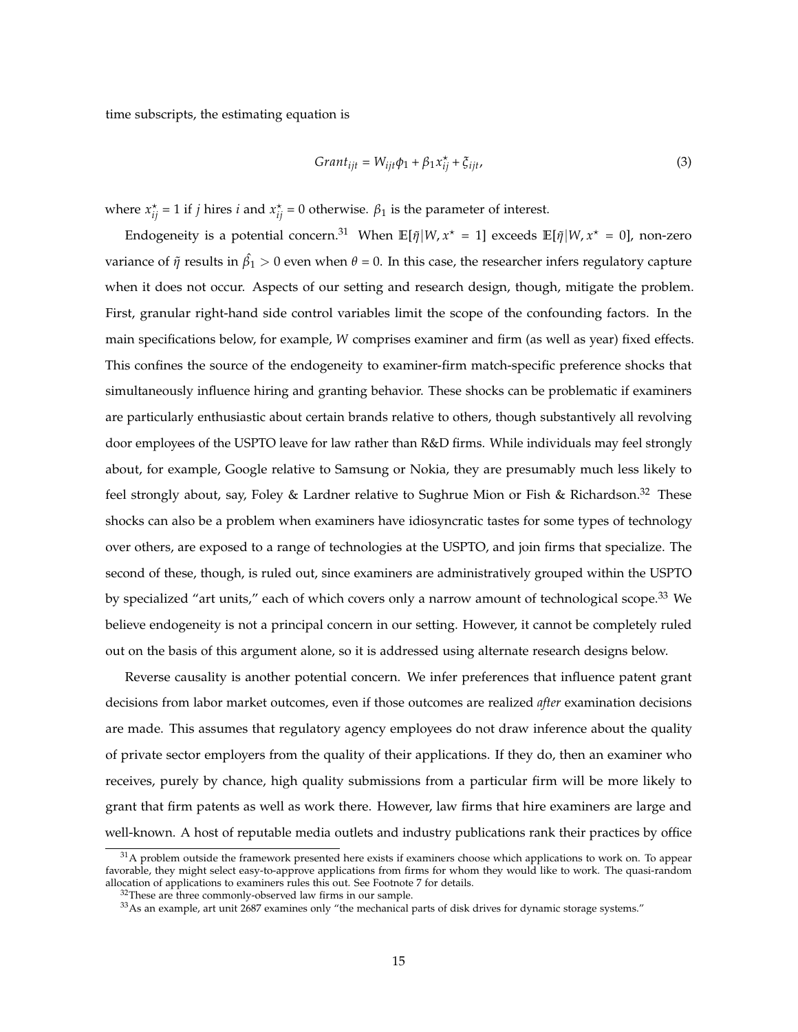time subscripts, the estimating equation is

$$Grant_{ijt} = W_{ijt}\phi_1 + \beta_1 x^{\star}_{ij} + \xi_{ijt}, \tag{3}$$

where $x^{\star}_{ij} = 1$ if $j$ hires $i$ and $x^{\star}_{ij} = 0$ otherwise. $\beta_1$ is the parameter of interest.

Endogeneity is a potential concern.[31] When $\mathbb{E}[\tilde{\eta}|W, x^{\star} = 1]$ exceeds $\mathbb{E}[\tilde{\eta}|W, x^{\star} = 0]$, non-zero variance of $\tilde{\eta}$ results in $\hat{\beta}_1 > 0$ even when $\theta = 0$. In this case, the researcher infers regulatory capture when it does not occur. Aspects of our setting and research design, though, mitigate the problem. First, granular right-hand side control variables limit the scope of the confounding factors. In the main specifications below, for example, $W$ comprises examiner and firm (as well as year) fixed effects. This confines the source of the endogeneity to examiner-firm match-specific preference shocks that simultaneously influence hiring and granting behavior. These shocks can be problematic if examiners are particularly enthusiastic about certain brands relative to others, though substantively all revolving door employees of the USPTO leave for law rather than R&D firms. While individuals may feel strongly about, for example, Google relative to Samsung or Nokia, they are presumably much less likely to feel strongly about, say, Foley & Lardner relative to Sughrue Mion or Fish & Richardson.[32] These shocks can also be a problem when examiners have idiosyncratic tastes for some types of technology over others, are exposed to a range of technologies at the USPTO, and join firms that specialize. The second of these, though, is ruled out, since examiners are administratively grouped within the USPTO by specialized "art units," each of which covers only a narrow amount of technological scope.[33] We believe endogeneity is not a principal concern in our setting. However, it cannot be completely ruled out on the basis of this argument alone, so it is addressed using alternate research designs below.

Reverse causality is another potential concern. We infer preferences that influence patent grant decisions from labor market outcomes, even if those outcomes are realized *after* examination decisions are made. This assumes that regulatory agency employees do not draw inference about the quality of private sector employers from the quality of their applications. If they do, then an examiner who receives, purely by chance, high quality submissions from a particular firm will be more likely to grant that firm patents as well as work there. However, law firms that hire examiners are large and well-known. A host of reputable media outlets and industry publications rank their practices by office

[31] A problem outside the framework presented here exists if examiners choose which applications to work on. To appear favorable, they might select easy-to-approve applications from firms for whom they would like to work. The quasi-random allocation of applications to examiners rules this out. See Footnote 7 for details.

[32] These are three commonly-observed law firms in our sample.

[33] As an example, art unit 2687 examines only "the mechanical parts of disk drives for dynamic storage systems."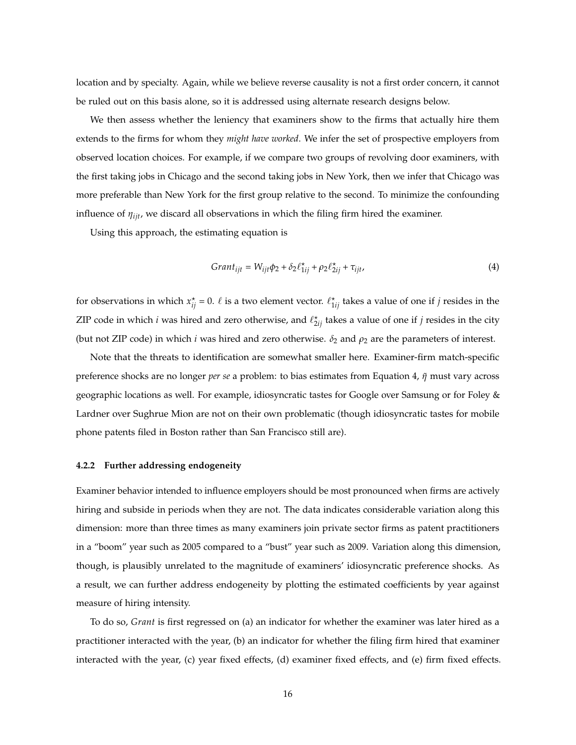location and by specialty. Again, while we believe reverse causality is not a first order concern, it cannot be ruled out on this basis alone, so it is addressed using alternate research designs below.

We then assess whether the leniency that examiners show to the firms that actually hire them extends to the firms for whom they *might have worked*. We infer the set of prospective employers from observed location choices. For example, if we compare two groups of revolving door examiners, with the first taking jobs in Chicago and the second taking jobs in New York, then we infer that Chicago was more preferable than New York for the first group relative to the second. To minimize the confounding influence of $\eta_{ijt}$, we discard all observations in which the filing firm hired the examiner.

Using this approach, the estimating equation is

$$Grant_{ijt} = W_{ijt}\phi_2 + \delta_2 \ell^{\star}_{1ij} + \rho_2 \ell^{\star}_{2ij} + \tau_{ijt}, \tag{4}$$

for observations in which $x^{\star}_{ij} = 0$. $\ell$ is a two element vector. $\ell^{\star}_{1ij}$ takes a value of one if $j$ resides in the ZIP code in which $i$ was hired and zero otherwise, and $\ell^{\star}_{2ij}$ takes a value of one if $j$ resides in the city (but not ZIP code) in which $i$ was hired and zero otherwise. $\delta_2$ and $\rho_2$ are the parameters of interest.

Note that the threats to identification are somewhat smaller here. Examiner-firm match-specific preference shocks are no longer *per se* a problem: to bias estimates from Equation 4, $\tilde{\eta}$ must vary across geographic locations as well. For example, idiosyncratic tastes for Google over Samsung or for Foley & Lardner over Sughrue Mion are not on their own problematic (though idiosyncratic tastes for mobile phone patents filed in Boston rather than San Francisco still are).

#### 4.2.2 Further addressing endogeneity

Examiner behavior intended to influence employers should be most pronounced when firms are actively hiring and subside in periods when they are not. The data indicates considerable variation along this dimension: more than three times as many examiners join private sector firms as patent practitioners in a "boom" year such as 2005 compared to a "bust" year such as 2009. Variation along this dimension, though, is plausibly unrelated to the magnitude of examiners' idiosyncratic preference shocks. As a result, we can further address endogeneity by plotting the estimated coefficients by year against measure of hiring intensity.

To do so, *Grant* is first regressed on (a) an indicator for whether the examiner was later hired as a practitioner interacted with the year, (b) an indicator for whether the filing firm hired that examiner interacted with the year, (c) year fixed effects, (d) examiner fixed effects, and (e) firm fixed effects.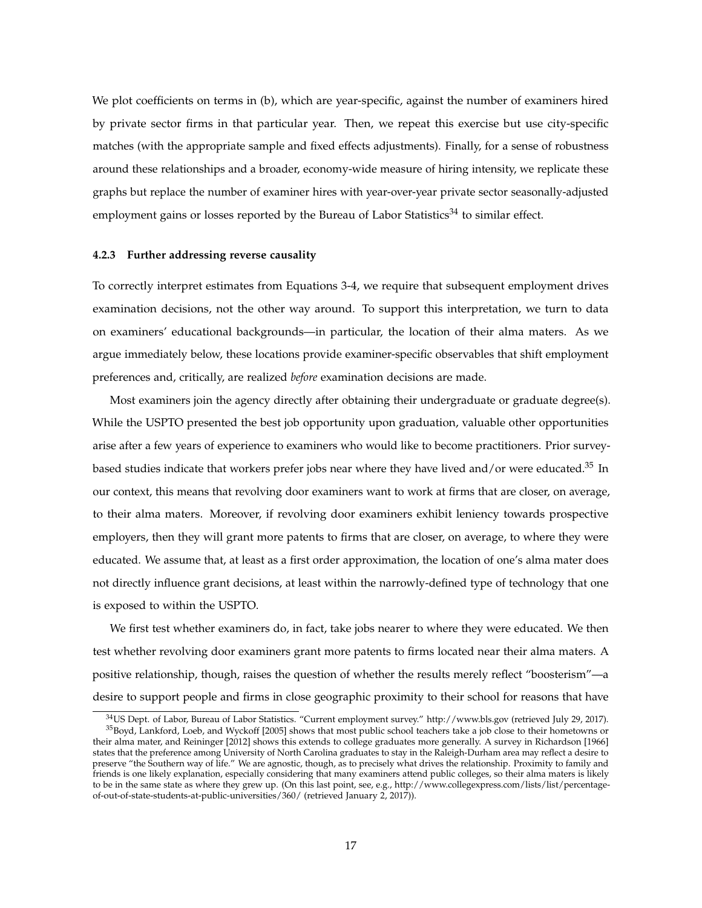We plot coefficients on terms in (b), which are year-specific, against the number of examiners hired by private sector firms in that particular year. Then, we repeat this exercise but use city-specific matches (with the appropriate sample and fixed effects adjustments). Finally, for a sense of robustness around these relationships and a broader, economy-wide measure of hiring intensity, we replicate these graphs but replace the number of examiner hires with year-over-year private sector seasonally-adjusted employment gains or losses reported by the Bureau of Labor Statistics[34] to similar effect.

#### 4.2.3 Further addressing reverse causality

To correctly interpret estimates from Equations 3-4, we require that subsequent employment drives examination decisions, not the other way around. To support this interpretation, we turn to data on examiners' educational backgrounds—in particular, the location of their alma maters. As we argue immediately below, these locations provide examiner-specific observables that shift employment preferences and, critically, are realized *before* examination decisions are made.

Most examiners join the agency directly after obtaining their undergraduate or graduate degree(s). While the USPTO presented the best job opportunity upon graduation, valuable other opportunities arise after a few years of experience to examiners who would like to become practitioners. Prior survey-based studies indicate that workers prefer jobs near where they have lived and/or were educated.[35] In our context, this means that revolving door examiners want to work at firms that are closer, on average, to their alma maters. Moreover, if revolving door examiners exhibit leniency towards prospective employers, then they will grant more patents to firms that are closer, on average, to where they were educated. We assume that, at least as a first order approximation, the location of one's alma mater does not directly influence grant decisions, at least within the narrowly-defined type of technology that one is exposed to within the USPTO.

We first test whether examiners do, in fact, take jobs nearer to where they were educated. We then test whether revolving door examiners grant more patents to firms located near their alma maters. A positive relationship, though, raises the question of whether the results merely reflect "boosterism"—a desire to support people and firms in close geographic proximity to their school for reasons that have

[34] US Dept. of Labor, Bureau of Labor Statistics. "Current employment survey." http://www.bls.gov (retrieved July 29, 2017).

[35] Boyd, Lankford, Loeb, and Wyckoff [2005] shows that most public school teachers take a job close to their hometowns or their alma mater, and Reininger [2012] shows this extends to college graduates more generally. A survey in Richardson [1966] states that the preference among University of North Carolina graduates to stay in the Raleigh-Durham area may reflect a desire to preserve "the Southern way of life." We are agnostic, though, as to precisely what drives the relationship. Proximity to family and friends is one likely explanation, especially considering that many examiners attend public colleges, so their alma maters is likely to be in the same state as where they grew up. (On this last point, see, e.g., http://www.collegexpress.com/lists/list/percentage-of-out-of-state-students-at-public-universities/360/ (retrieved January 2, 2017)).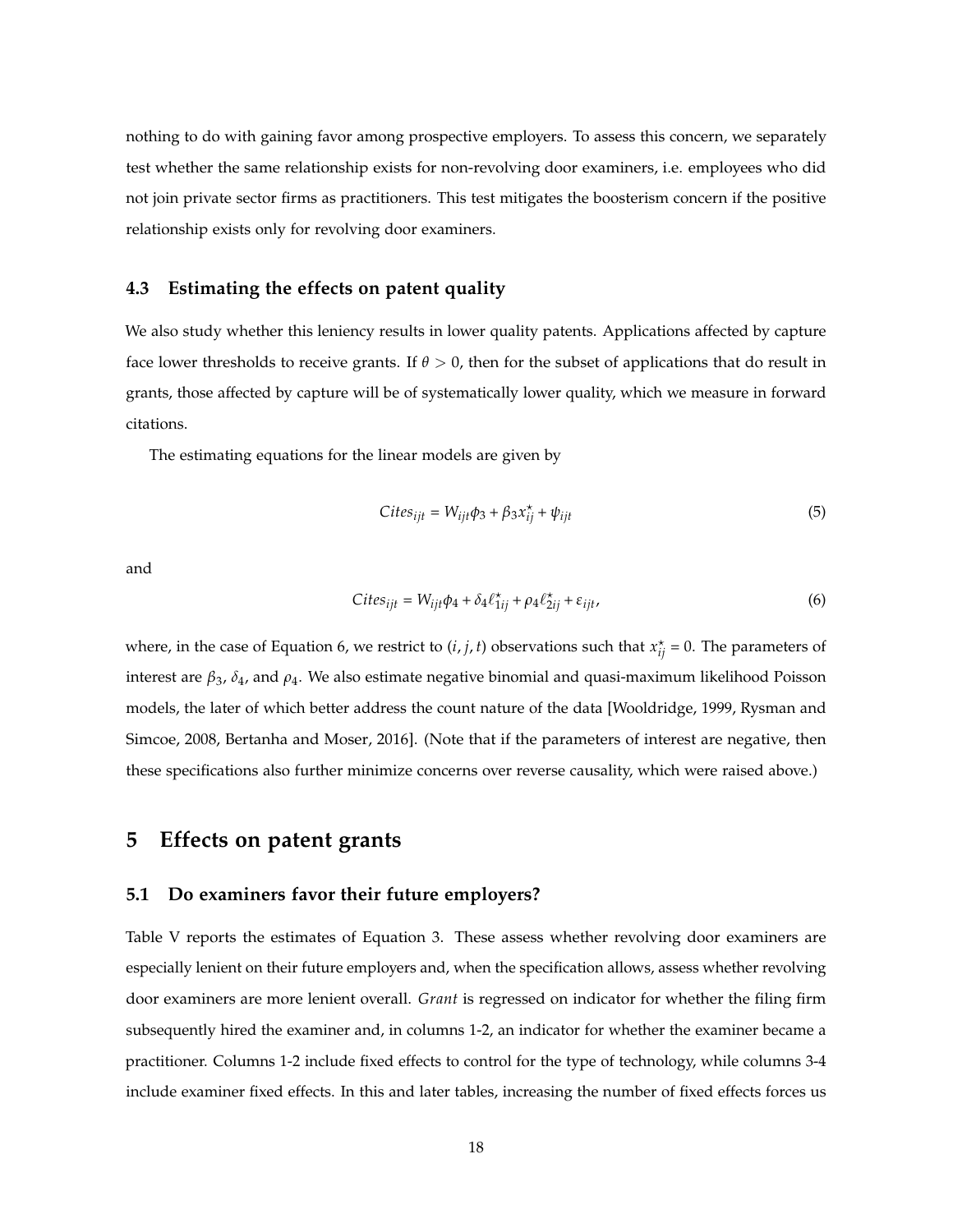nothing to do with gaining favor among prospective employers. To assess this concern, we separately test whether the same relationship exists for non-revolving door examiners, i.e. employees who did not join private sector firms as practitioners. This test mitigates the boosterism concern if the positive relationship exists only for revolving door examiners.

### 4.3 Estimating the effects on patent quality

We also study whether this leniency results in lower quality patents. Applications affected by capture face lower thresholds to receive grants. If $\theta > 0$, then for the subset of applications that do result in grants, those affected by capture will be of systematically lower quality, which we measure in forward citations.

The estimating equations for the linear models are given by

$$Cites_{ijt} = W_{ijt}\phi_3 + \beta_3 x^{\star}_{ij} + \psi_{ijt} \tag{5}$$

and

$$Cites_{ijt} = W_{ijt}\phi_4 + \delta_4 \ell^{\star}_{1ij} + \rho_4 \ell^{\star}_{2ij} + \varepsilon_{ijt}, \tag{6}$$

where, in the case of Equation 6, we restrict to $(i, j, t)$ observations such that $x^{\star}_{ij} = 0$. The parameters of interest are $\beta_3$, $\delta_4$, and $\rho_4$. We also estimate negative binomial and quasi-maximum likelihood Poisson models, the later of which better address the count nature of the data [Wooldridge, 1999, Rysman and Simcoe, 2008, Bertanha and Moser, 2016]. (Note that if the parameters of interest are negative, then these specifications also further minimize concerns over reverse causality, which were raised above.)

## 5 Effects on patent grants

### 5.1 Do examiners favor their future employers?

Table V reports the estimates of Equation 3. These assess whether revolving door examiners are especially lenient on their future employers and, when the specification allows, assess whether revolving door examiners are more lenient overall. *Grant* is regressed on indicator for whether the filing firm subsequently hired the examiner and, in columns 1-2, an indicator for whether the examiner became a practitioner. Columns 1-2 include fixed effects to control for the type of technology, while columns 3-4 include examiner fixed effects. In this and later tables, increasing the number of fixed effects forces us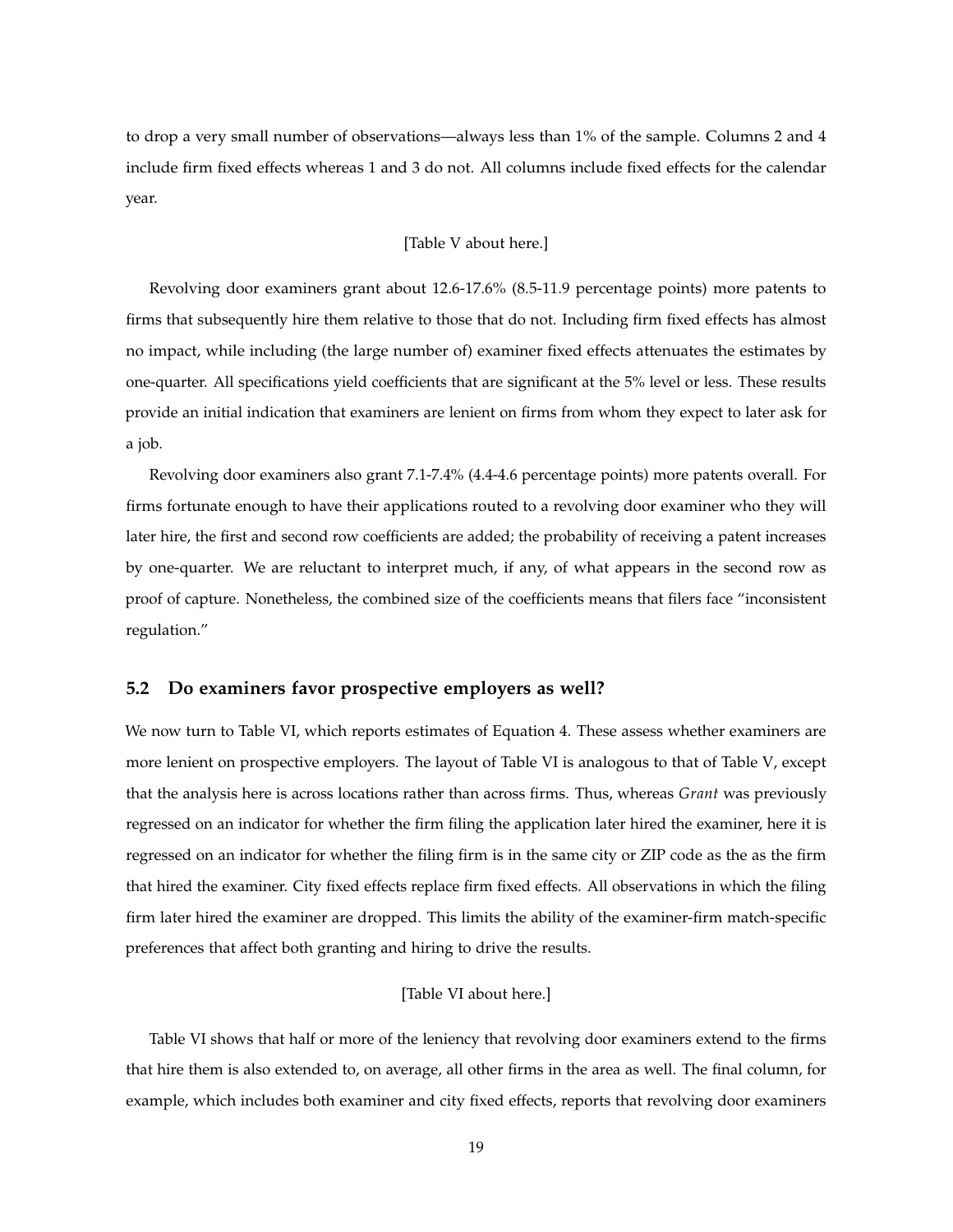to drop a very small number of observations—always less than 1% of the sample. Columns 2 and 4 include firm fixed effects whereas 1 and 3 do not. All columns include fixed effects for the calendar year.

[Table V about here.]

Revolving door examiners grant about 12.6-17.6% (8.5-11.9 percentage points) more patents to firms that subsequently hire them relative to those that do not. Including firm fixed effects has almost no impact, while including (the large number of) examiner fixed effects attenuates the estimates by one-quarter. All specifications yield coefficients that are significant at the 5% level or less. These results provide an initial indication that examiners are lenient on firms from whom they expect to later ask for a job.

Revolving door examiners also grant 7.1-7.4% (4.4-4.6 percentage points) more patents overall. For firms fortunate enough to have their applications routed to a revolving door examiner who they will later hire, the first and second row coefficients are added; the probability of receiving a patent increases by one-quarter. We are reluctant to interpret much, if any, of what appears in the second row as proof of capture. Nonetheless, the combined size of the coefficients means that filers face "inconsistent regulation."

## 5.2 Do examiners favor prospective employers as well?

We now turn to Table VI, which reports estimates of Equation 4. These assess whether examiners are more lenient on prospective employers. The layout of Table VI is analogous to that of Table V, except that the analysis here is across locations rather than across firms. Thus, whereas *Grant* was previously regressed on an indicator for whether the firm filing the application later hired the examiner, here it is regressed on an indicator for whether the filing firm is in the same city or ZIP code as the as the firm that hired the examiner. City fixed effects replace firm fixed effects. All observations in which the filing firm later hired the examiner are dropped. This limits the ability of the examiner-firm match-specific preferences that affect both granting and hiring to drive the results.

[Table VI about here.]

Table VI shows that half or more of the leniency that revolving door examiners extend to the firms that hire them is also extended to, on average, all other firms in the area as well. The final column, for example, which includes both examiner and city fixed effects, reports that revolving door examiners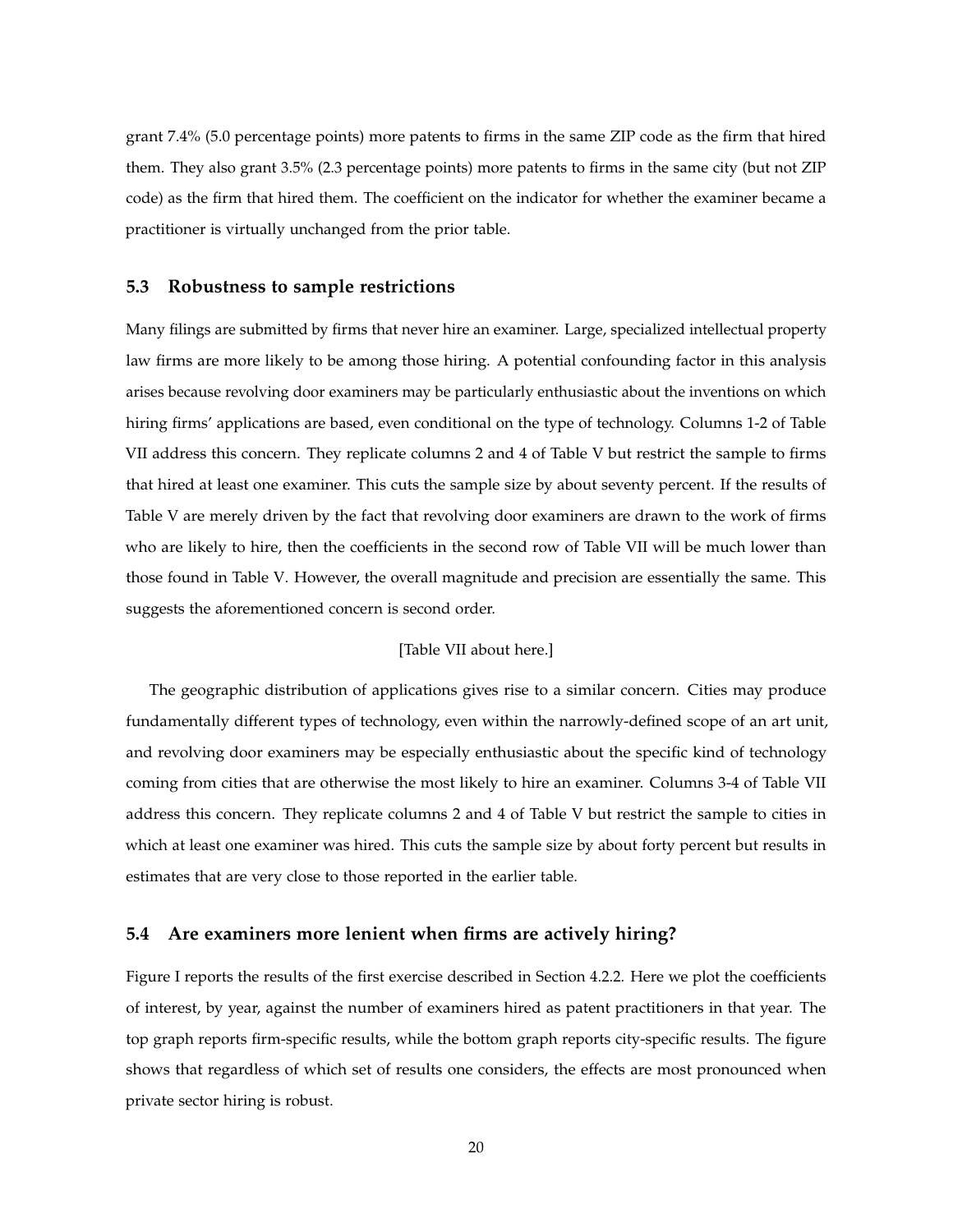grant 7.4% (5.0 percentage points) more patents to firms in the same ZIP code as the firm that hired them. They also grant 3.5% (2.3 percentage points) more patents to firms in the same city (but not ZIP code) as the firm that hired them. The coefficient on the indicator for whether the examiner became a practitioner is virtually unchanged from the prior table.

### 5.3 Robustness to sample restrictions

Many filings are submitted by firms that never hire an examiner. Large, specialized intellectual property law firms are more likely to be among those hiring. A potential confounding factor in this analysis arises because revolving door examiners may be particularly enthusiastic about the inventions on which hiring firms' applications are based, even conditional on the type of technology. Columns 1-2 of Table VII address this concern. They replicate columns 2 and 4 of Table V but restrict the sample to firms that hired at least one examiner. This cuts the sample size by about seventy percent. If the results of Table V are merely driven by the fact that revolving door examiners are drawn to the work of firms who are likely to hire, then the coefficients in the second row of Table VII will be much lower than those found in Table V. However, the overall magnitude and precision are essentially the same. This suggests the aforementioned concern is second order.

[Table VII about here.]

The geographic distribution of applications gives rise to a similar concern. Cities may produce fundamentally different types of technology, even within the narrowly-defined scope of an art unit, and revolving door examiners may be especially enthusiastic about the specific kind of technology coming from cities that are otherwise the most likely to hire an examiner. Columns 3-4 of Table VII address this concern. They replicate columns 2 and 4 of Table V but restrict the sample to cities in which at least one examiner was hired. This cuts the sample size by about forty percent but results in estimates that are very close to those reported in the earlier table.

### 5.4 Are examiners more lenient when firms are actively hiring?

Figure I reports the results of the first exercise described in Section 4.2.2. Here we plot the coefficients of interest, by year, against the number of examiners hired as patent practitioners in that year. The top graph reports firm-specific results, while the bottom graph reports city-specific results. The figure shows that regardless of which set of results one considers, the effects are most pronounced when private sector hiring is robust.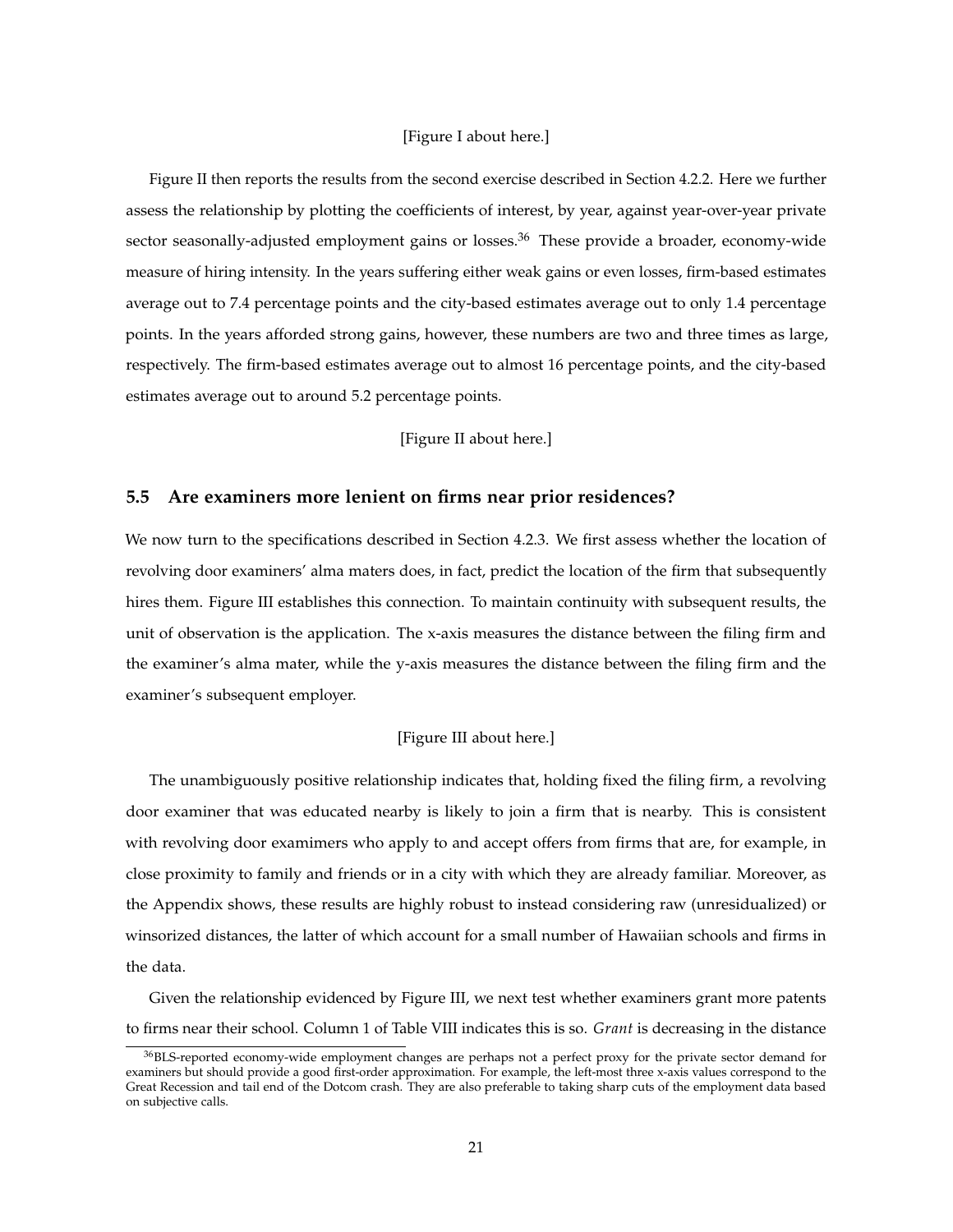[Figure I about here.]

Figure II then reports the results from the second exercise described in Section 4.2.2. Here we further assess the relationship by plotting the coefficients of interest, by year, against year-over-year private sector seasonally-adjusted employment gains or losses.[36] These provide a broader, economy-wide measure of hiring intensity. In the years suffering either weak gains or even losses, firm-based estimates average out to 7.4 percentage points and the city-based estimates average out to only 1.4 percentage points. In the years afforded strong gains, however, these numbers are two and three times as large, respectively. The firm-based estimates average out to almost 16 percentage points, and the city-based estimates average out to around 5.2 percentage points.

[Figure II about here.]

### 5.5 Are examiners more lenient on firms near prior residences?

We now turn to the specifications described in Section 4.2.3. We first assess whether the location of revolving door examiners' alma maters does, in fact, predict the location of the firm that subsequently hires them. Figure III establishes this connection. To maintain continuity with subsequent results, the unit of observation is the application. The x-axis measures the distance between the filing firm and the examiner's alma mater, while the y-axis measures the distance between the filing firm and the examiner's subsequent employer.

[Figure III about here.]

The unambiguously positive relationship indicates that, holding fixed the filing firm, a revolving door examiner that was educated nearby is likely to join a firm that is nearby. This is consistent with revolving door examimers who apply to and accept offers from firms that are, for example, in close proximity to family and friends or in a city with which they are already familiar. Moreover, as the Appendix shows, these results are highly robust to instead considering raw (unresidualized) or winsorized distances, the latter of which account for a small number of Hawaiian schools and firms in the data.

Given the relationship evidenced by Figure III, we next test whether examiners grant more patents to firms near their school. Column 1 of Table VIII indicates this is so. *Grant* is decreasing in the distance

[36] BLS-reported economy-wide employment changes are perhaps not a perfect proxy for the private sector demand for examiners but should provide a good first-order approximation. For example, the left-most three x-axis values correspond to the Great Recession and tail end of the Dotcom crash. They are also preferable to taking sharp cuts of the employment data based on subjective calls.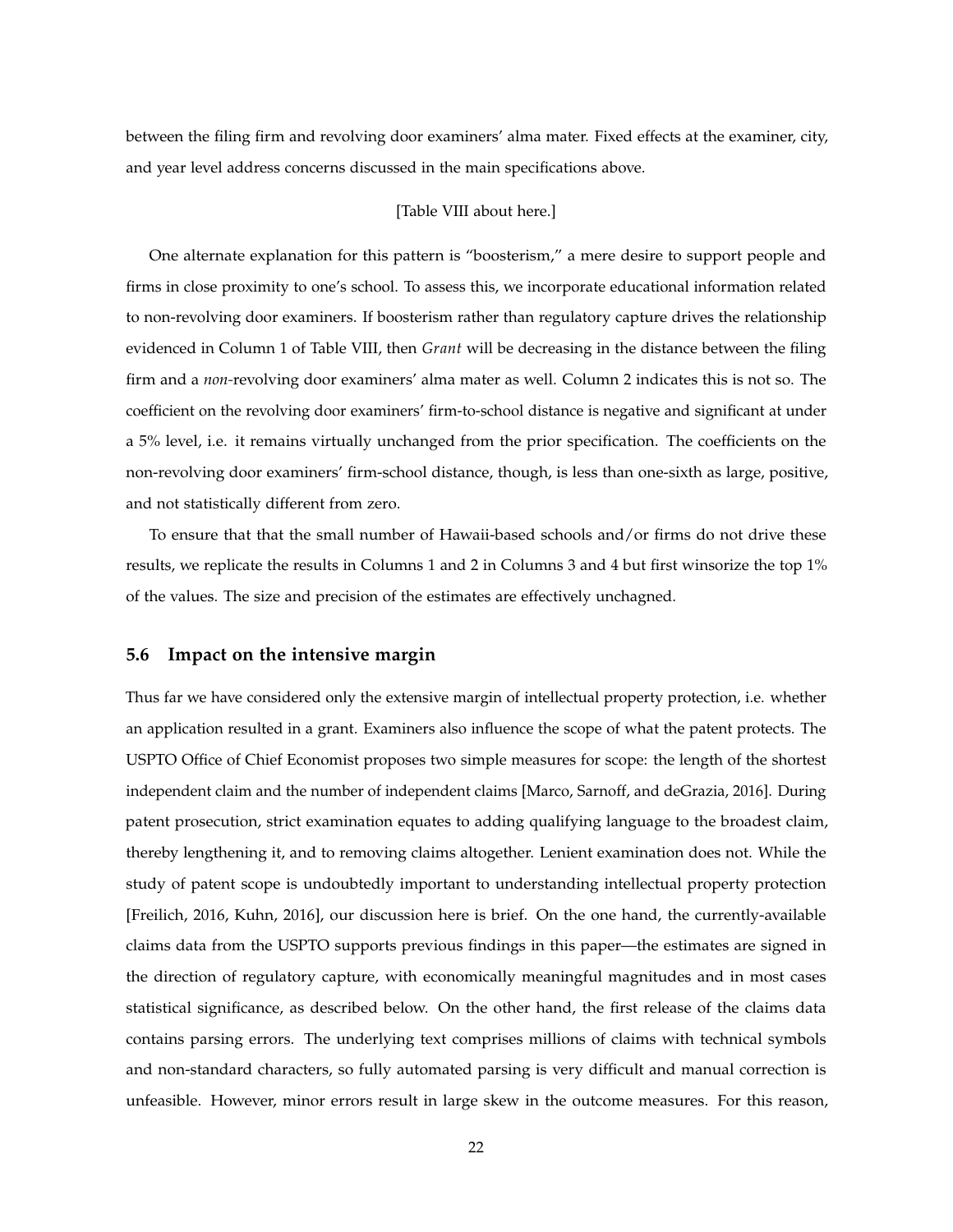between the filing firm and revolving door examiners' alma mater. Fixed effects at the examiner, city, and year level address concerns discussed in the main specifications above.

[Table VIII about here.]

One alternate explanation for this pattern is "boosterism," a mere desire to support people and firms in close proximity to one's school. To assess this, we incorporate educational information related to non-revolving door examiners. If boosterism rather than regulatory capture drives the relationship evidenced in Column 1 of Table VIII, then *Grant* will be decreasing in the distance between the filing firm and a *non*-revolving door examiners' alma mater as well. Column 2 indicates this is not so. The coefficient on the revolving door examiners' firm-to-school distance is negative and significant at under a 5% level, i.e. it remains virtually unchanged from the prior specification. The coefficients on the non-revolving door examiners' firm-school distance, though, is less than one-sixth as large, positive, and not statistically different from zero.

To ensure that that the small number of Hawaii-based schools and/or firms do not drive these results, we replicate the results in Columns 1 and 2 in Columns 3 and 4 but first winsorize the top 1% of the values. The size and precision of the estimates are effectively unchagned.

### 5.6 Impact on the intensive margin

Thus far we have considered only the extensive margin of intellectual property protection, i.e. whether an application resulted in a grant. Examiners also influence the scope of what the patent protects. The USPTO Office of Chief Economist proposes two simple measures for scope: the length of the shortest independent claim and the number of independent claims [Marco, Sarnoff, and deGrazia, 2016]. During patent prosecution, strict examination equates to adding qualifying language to the broadest claim, thereby lengthening it, and to removing claims altogether. Lenient examination does not. While the study of patent scope is undoubtedly important to understanding intellectual property protection [Freilich, 2016, Kuhn, 2016], our discussion here is brief. On the one hand, the currently-available claims data from the USPTO supports previous findings in this paper—the estimates are signed in the direction of regulatory capture, with economically meaningful magnitudes and in most cases statistical significance, as described below. On the other hand, the first release of the claims data contains parsing errors. The underlying text comprises millions of claims with technical symbols and non-standard characters, so fully automated parsing is very difficult and manual correction is unfeasible. However, minor errors result in large skew in the outcome measures. For this reason,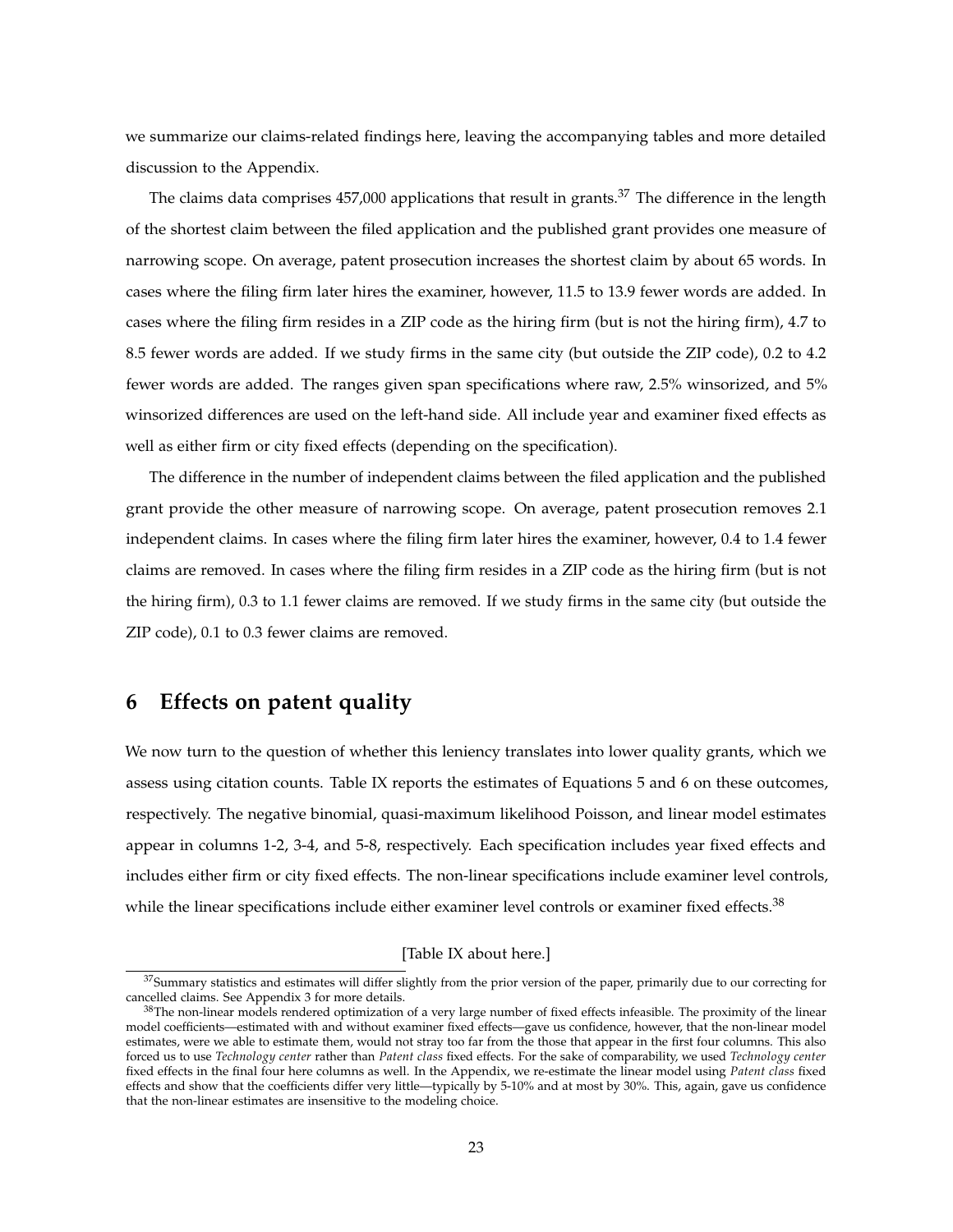we summarize our claims-related findings here, leaving the accompanying tables and more detailed discussion to the Appendix.

The claims data comprises 457,000 applications that result in grants.[37] The difference in the length of the shortest claim between the filed application and the published grant provides one measure of narrowing scope. On average, patent prosecution increases the shortest claim by about 65 words. In cases where the filing firm later hires the examiner, however, 11.5 to 13.9 fewer words are added. In cases where the filing firm resides in a ZIP code as the hiring firm (but is not the hiring firm), 4.7 to 8.5 fewer words are added. If we study firms in the same city (but outside the ZIP code), 0.2 to 4.2 fewer words are added. The ranges given span specifications where raw, 2.5% winsorized, and 5% winsorized differences are used on the left-hand side. All include year and examiner fixed effects as well as either firm or city fixed effects (depending on the specification).

The difference in the number of independent claims between the filed application and the published grant provide the other measure of narrowing scope. On average, patent prosecution removes 2.1 independent claims. In cases where the filing firm later hires the examiner, however, 0.4 to 1.4 fewer claims are removed. In cases where the filing firm resides in a ZIP code as the hiring firm (but is not the hiring firm), 0.3 to 1.1 fewer claims are removed. If we study firms in the same city (but outside the ZIP code), 0.1 to 0.3 fewer claims are removed.

## 6 Effects on patent quality

We now turn to the question of whether this leniency translates into lower quality grants, which we assess using citation counts. Table IX reports the estimates of Equations 5 and 6 on these outcomes, respectively. The negative binomial, quasi-maximum likelihood Poisson, and linear model estimates appear in columns 1-2, 3-4, and 5-8, respectively. Each specification includes year fixed effects and includes either firm or city fixed effects. The non-linear specifications include examiner level controls, while the linear specifications include either examiner level controls or examiner fixed effects.[38]

[Table IX about here.]

[37] Summary statistics and estimates will differ slightly from the prior version of the paper, primarily due to our correcting for cancelled claims. See Appendix 3 for more details.

[38] The non-linear models rendered optimization of a very large number of fixed effects infeasible. The proximity of the linear model coefficients—estimated with and without examiner fixed effects—gave us confidence, however, that the non-linear model estimates, were we able to estimate them, would not stray too far from the those that appear in the first four columns. This also forced us to use *Technology center* rather than *Patent class* fixed effects. For the sake of comparability, we used *Technology center* fixed effects in the final four here columns as well. In the Appendix, we re-estimate the linear model using *Patent class* fixed effects and show that the coefficients differ very little—typically by 5-10% and at most by 30%. This, again, gave us confidence that the non-linear estimates are insensitive to the modeling choice.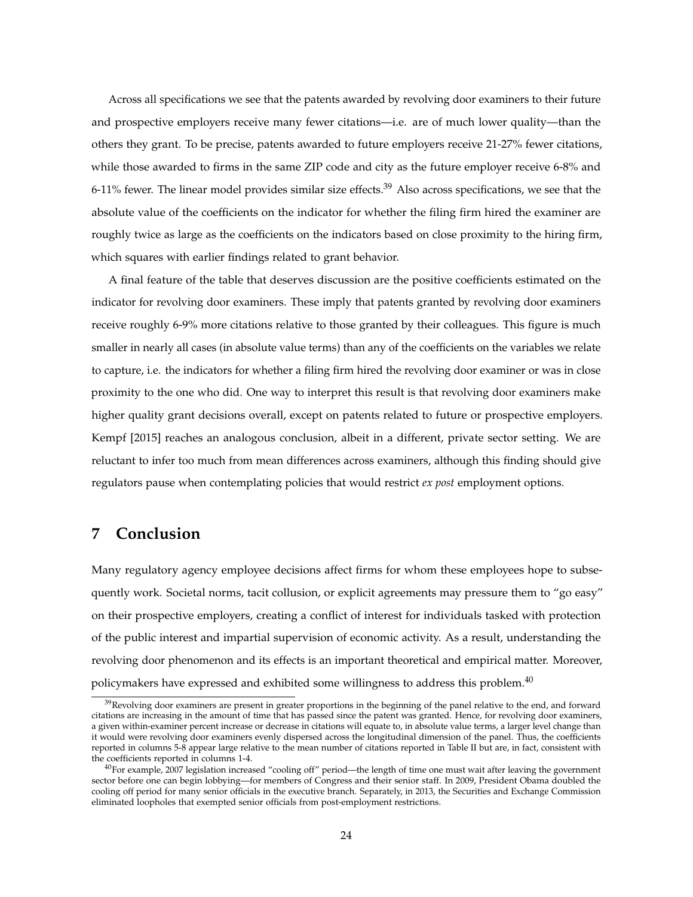Across all specifications we see that the patents awarded by revolving door examiners to their future and prospective employers receive many fewer citations—i.e. are of much lower quality—than the others they grant. To be precise, patents awarded to future employers receive 21-27% fewer citations, while those awarded to firms in the same ZIP code and city as the future employer receive 6-8% and 6-11% fewer. The linear model provides similar size effects.[39] Also across specifications, we see that the absolute value of the coefficients on the indicator for whether the filing firm hired the examiner are roughly twice as large as the coefficients on the indicators based on close proximity to the hiring firm, which squares with earlier findings related to grant behavior.

A final feature of the table that deserves discussion are the positive coefficients estimated on the indicator for revolving door examiners. These imply that patents granted by revolving door examiners receive roughly 6-9% more citations relative to those granted by their colleagues. This figure is much smaller in nearly all cases (in absolute value terms) than any of the coefficients on the variables we relate to capture, i.e. the indicators for whether a filing firm hired the revolving door examiner or was in close proximity to the one who did. One way to interpret this result is that revolving door examiners make higher quality grant decisions overall, except on patents related to future or prospective employers. Kempf [2015] reaches an analogous conclusion, albeit in a different, private sector setting. We are reluctant to infer too much from mean differences across examiners, although this finding should give regulators pause when contemplating policies that would restrict *ex post* employment options.

# 7 Conclusion

Many regulatory agency employee decisions affect firms for whom these employees hope to subsequently work. Societal norms, tacit collusion, or explicit agreements may pressure them to "go easy" on their prospective employers, creating a conflict of interest for individuals tasked with protection of the public interest and impartial supervision of economic activity. As a result, understanding the revolving door phenomenon and its effects is an important theoretical and empirical matter. Moreover, policymakers have expressed and exhibited some willingness to address this problem.[40]

[39] Revolving door examiners are present in greater proportions in the beginning of the panel relative to the end, and forward citations are increasing in the amount of time that has passed since the patent was granted. Hence, for revolving door examiners, a given within-examiner percent increase or decrease in citations will equate to, in absolute value terms, a larger level change than it would were revolving door examiners evenly dispersed across the longitudinal dimension of the panel. Thus, the coefficients reported in columns 5-8 appear large relative to the mean number of citations reported in Table II but are, in fact, consistent with the coefficients reported in columns 1-4.

[40] For example, 2007 legislation increased "cooling off" period—the length of time one must wait after leaving the government sector before one can begin lobbying—for members of Congress and their senior staff. In 2009, President Obama doubled the cooling off period for many senior officials in the executive branch. Separately, in 2013, the Securities and Exchange Commission eliminated loopholes that exempted senior officials from post-employment restrictions.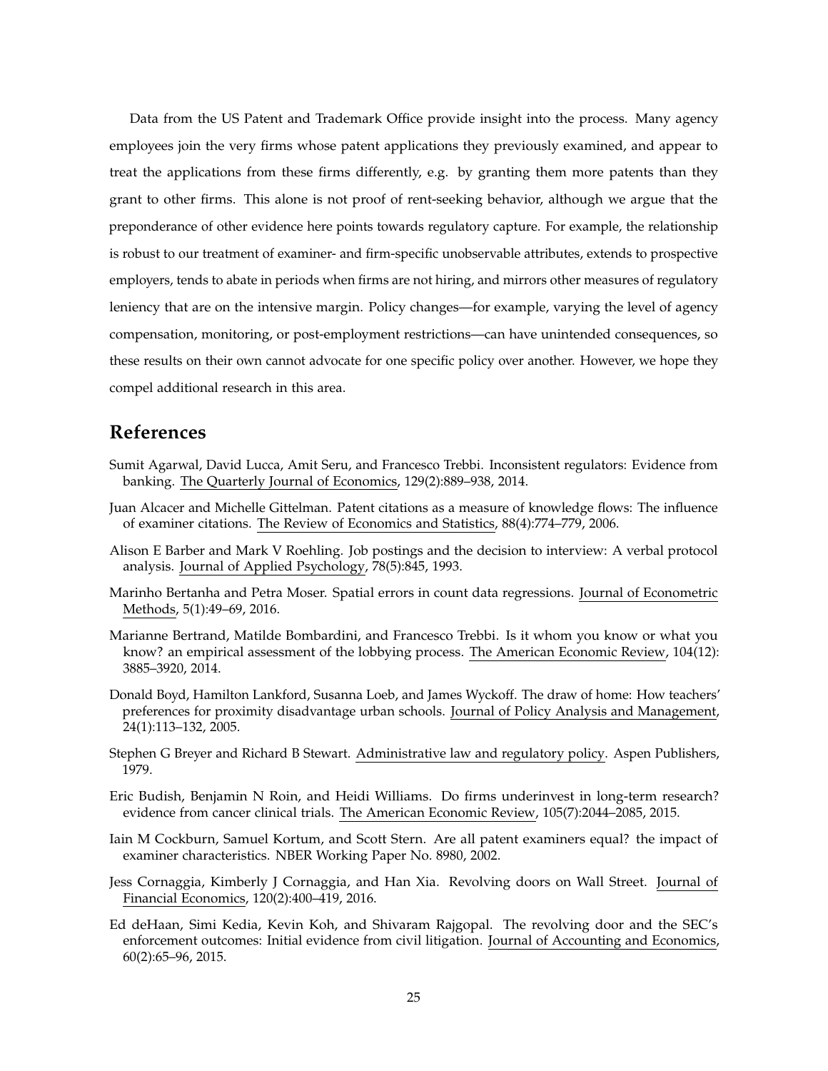Data from the US Patent and Trademark Office provide insight into the process. Many agency employees join the very firms whose patent applications they previously examined, and appear to treat the applications from these firms differently, e.g. by granting them more patents than they grant to other firms. This alone is not proof of rent-seeking behavior, although we argue that the preponderance of other evidence here points towards regulatory capture. For example, the relationship is robust to our treatment of examiner- and firm-specific unobservable attributes, extends to prospective employers, tends to abate in periods when firms are not hiring, and mirrors other measures of regulatory leniency that are on the intensive margin. Policy changes—for example, varying the level of agency compensation, monitoring, or post-employment restrictions—can have unintended consequences, so these results on their own cannot advocate for one specific policy over another. However, we hope they compel additional research in this area.

## References

Sumit Agarwal, David Lucca, Amit Seru, and Francesco Trebbi. Inconsistent regulators: Evidence from banking. The Quarterly Journal of Economics, 129(2):889–938, 2014.

Juan Alcacer and Michelle Gittelman. Patent citations as a measure of knowledge flows: The influence of examiner citations. The Review of Economics and Statistics, 88(4):774–779, 2006.

Alison E Barber and Mark V Roehling. Job postings and the decision to interview: A verbal protocol analysis. Journal of Applied Psychology, 78(5):845, 1993.

Marinho Bertanha and Petra Moser. Spatial errors in count data regressions. Journal of Econometric Methods, 5(1):49–69, 2016.

Marianne Bertrand, Matilde Bombardini, and Francesco Trebbi. Is it whom you know or what you know? an empirical assessment of the lobbying process. The American Economic Review, 104(12): 3885–3920, 2014.

Donald Boyd, Hamilton Lankford, Susanna Loeb, and James Wyckoff. The draw of home: How teachers' preferences for proximity disadvantage urban schools. Journal of Policy Analysis and Management, 24(1):113–132, 2005.

Stephen G Breyer and Richard B Stewart. Administrative law and regulatory policy. Aspen Publishers, 1979.

Eric Budish, Benjamin N Roin, and Heidi Williams. Do firms underinvest in long-term research? evidence from cancer clinical trials. The American Economic Review, 105(7):2044–2085, 2015.

Iain M Cockburn, Samuel Kortum, and Scott Stern. Are all patent examiners equal? the impact of examiner characteristics. NBER Working Paper No. 8980, 2002.

Jess Cornaggia, Kimberly J Cornaggia, and Han Xia. Revolving doors on Wall Street. Journal of Financial Economics, 120(2):400–419, 2016.

Ed deHaan, Simi Kedia, Kevin Koh, and Shivaram Rajgopal. The revolving door and the SEC's enforcement outcomes: Initial evidence from civil litigation. Journal of Accounting and Economics, 60(2):65–96, 2015.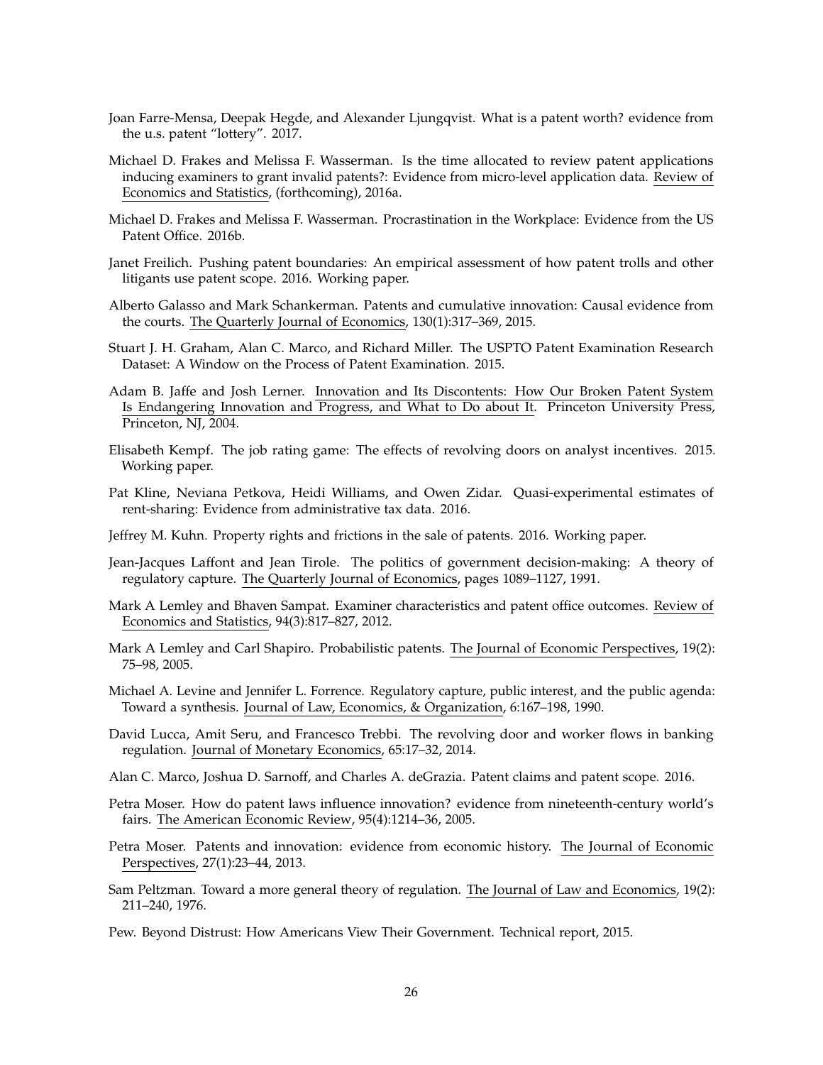Joan Farre-Mensa, Deepak Hegde, and Alexander Ljungqvist. What is a patent worth? evidence from the u.s. patent "lottery". 2017.

Michael D. Frakes and Melissa F. Wasserman. Is the time allocated to review patent applications inducing examiners to grant invalid patents?: Evidence from micro-level application data. Review of Economics and Statistics, (forthcoming), 2016a.

Michael D. Frakes and Melissa F. Wasserman. Procrastination in the Workplace: Evidence from the US Patent Office. 2016b.

Janet Freilich. Pushing patent boundaries: An empirical assessment of how patent trolls and other litigants use patent scope. 2016. Working paper.

Alberto Galasso and Mark Schankerman. Patents and cumulative innovation: Causal evidence from the courts. The Quarterly Journal of Economics, 130(1):317–369, 2015.

Stuart J. H. Graham, Alan C. Marco, and Richard Miller. The USPTO Patent Examination Research Dataset: A Window on the Process of Patent Examination. 2015.

Adam B. Jaffe and Josh Lerner. Innovation and Its Discontents: How Our Broken Patent System Is Endangering Innovation and Progress, and What to Do about It. Princeton University Press, Princeton, NJ, 2004.

Elisabeth Kempf. The job rating game: The effects of revolving doors on analyst incentives. 2015. Working paper.

Pat Kline, Neviana Petkova, Heidi Williams, and Owen Zidar. Quasi-experimental estimates of rent-sharing: Evidence from administrative tax data. 2016.

Jeffrey M. Kuhn. Property rights and frictions in the sale of patents. 2016. Working paper.

Jean-Jacques Laffont and Jean Tirole. The politics of government decision-making: A theory of regulatory capture. The Quarterly Journal of Economics, pages 1089–1127, 1991.

Mark A Lemley and Bhaven Sampat. Examiner characteristics and patent office outcomes. Review of Economics and Statistics, 94(3):817–827, 2012.

Mark A Lemley and Carl Shapiro. Probabilistic patents. The Journal of Economic Perspectives, 19(2): 75–98, 2005.

Michael A. Levine and Jennifer L. Forrence. Regulatory capture, public interest, and the public agenda: Toward a synthesis. Journal of Law, Economics, & Organization, 6:167–198, 1990.

David Lucca, Amit Seru, and Francesco Trebbi. The revolving door and worker flows in banking regulation. Journal of Monetary Economics, 65:17–32, 2014.

Alan C. Marco, Joshua D. Sarnoff, and Charles A. deGrazia. Patent claims and patent scope. 2016.

Petra Moser. How do patent laws influence innovation? evidence from nineteenth-century world's fairs. The American Economic Review, 95(4):1214–36, 2005.

Petra Moser. Patents and innovation: evidence from economic history. The Journal of Economic Perspectives, 27(1):23–44, 2013.

Sam Peltzman. Toward a more general theory of regulation. The Journal of Law and Economics, 19(2): 211–240, 1976.

Pew. Beyond Distrust: How Americans View Their Government. Technical report, 2015.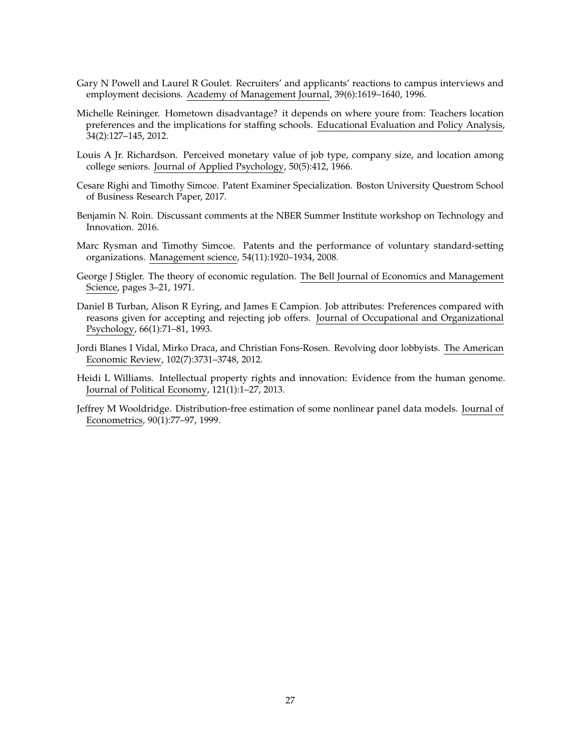Gary N Powell and Laurel R Goulet. Recruiters' and applicants' reactions to campus interviews and employment decisions. Academy of Management Journal, 39(6):1619–1640, 1996.

Michelle Reininger. Hometown disadvantage? it depends on where youre from: Teachers location preferences and the implications for staffing schools. Educational Evaluation and Policy Analysis, 34(2):127–145, 2012.

Louis A Jr. Richardson. Perceived monetary value of job type, company size, and location among college seniors. Journal of Applied Psychology, 50(5):412, 1966.

Cesare Righi and Timothy Simcoe. Patent Examiner Specialization. Boston University Questrom School of Business Research Paper, 2017.

Benjamin N. Roin. Discussant comments at the NBER Summer Institute workshop on Technology and Innovation. 2016.

Marc Rysman and Timothy Simcoe. Patents and the performance of voluntary standard-setting organizations. Management science, 54(11):1920–1934, 2008.

George J Stigler. The theory of economic regulation. The Bell Journal of Economics and Management Science, pages 3–21, 1971.

Daniel B Turban, Alison R Eyring, and James E Campion. Job attributes: Preferences compared with reasons given for accepting and rejecting job offers. Journal of Occupational and Organizational Psychology, 66(1):71–81, 1993.

Jordi Blanes I Vidal, Mirko Draca, and Christian Fons-Rosen. Revolving door lobbyists. The American Economic Review, 102(7):3731–3748, 2012.

Heidi L Williams. Intellectual property rights and innovation: Evidence from the human genome. Journal of Political Economy, 121(1):1–27, 2013.

Jeffrey M Wooldridge. Distribution-free estimation of some nonlinear panel data models. Journal of Econometrics, 90(1):77–97, 1999.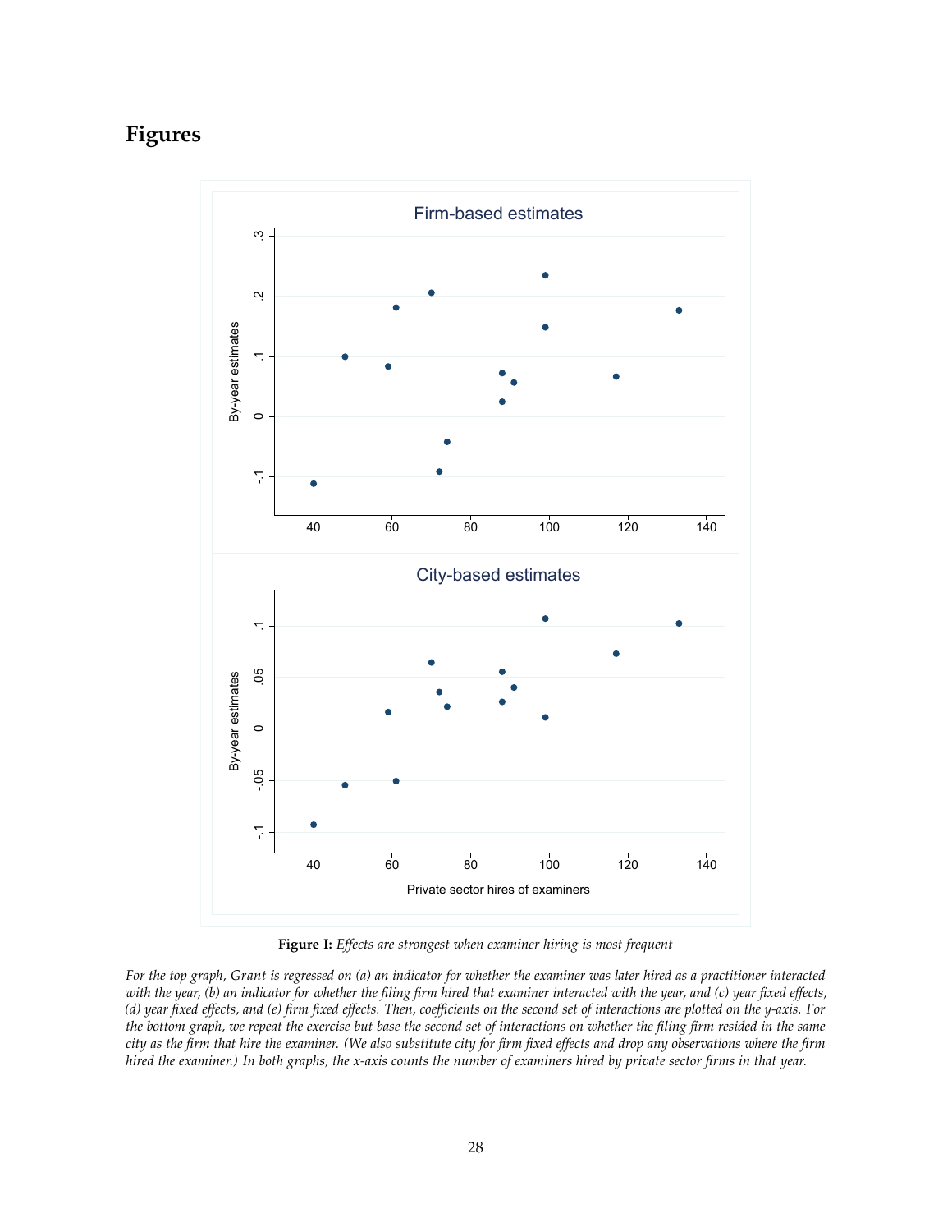# Figures

**Figure I:** *Effects are strongest when examiner hiring is most frequent*

*For the top graph, Grant is regressed on (a) an indicator for whether the examiner was later hired as a practitioner interacted with the year, (b) an indicator for whether the filing firm hired that examiner interacted with the year, and (c) year fixed effects, (d) year fixed effects, and (e) firm fixed effects. Then, coefficients on the second set of interactions are plotted on the y-axis. For the bottom graph, we repeat the exercise but base the second set of interactions on whether the filing firm resided in the same city as the firm that hire the examiner. (We also substitute city for firm fixed effects and drop any observations where the firm hired the examiner.) In both graphs, the x-axis counts the number of examiners hired by private sector firms in that year.*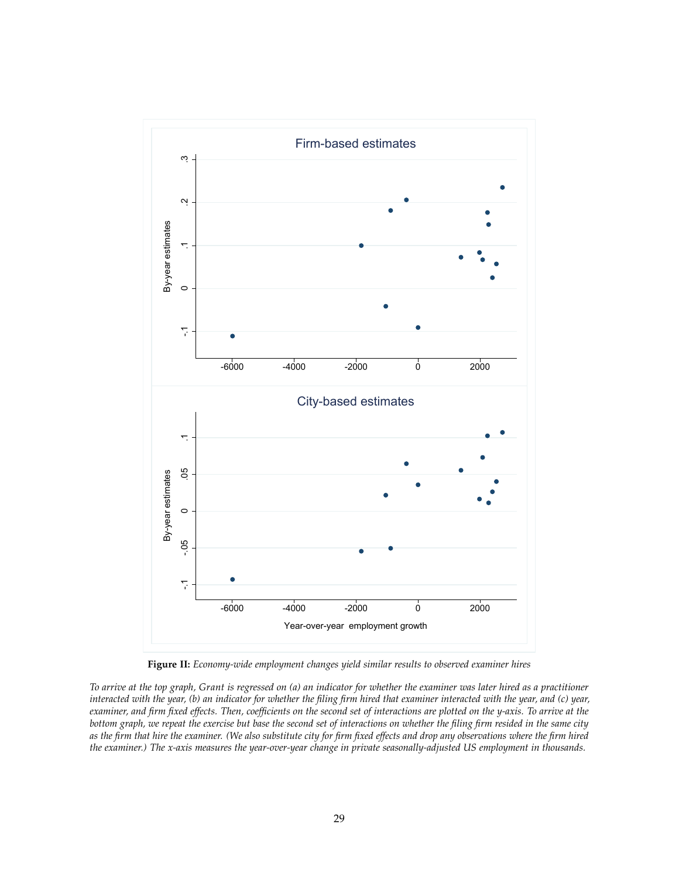**Figure II:** *Economy-wide employment changes yield similar results to observed examiner hires*

*To arrive at the top graph, Grant is regressed on (a) an indicator for whether the examiner was later hired as a practitioner interacted with the year, (b) an indicator for whether the filing firm hired that examiner interacted with the year, and (c) year, examiner, and firm fixed effects. Then, coefficients on the second set of interactions are plotted on the y-axis. To arrive at the bottom graph, we repeat the exercise but base the second set of interactions on whether the filing firm resided in the same city as the firm that hire the examiner. (We also substitute city for firm fixed effects and drop any observations where the firm hired the examiner.) The x-axis measures the year-over-year change in private seasonally-adjusted US employment in thousands.*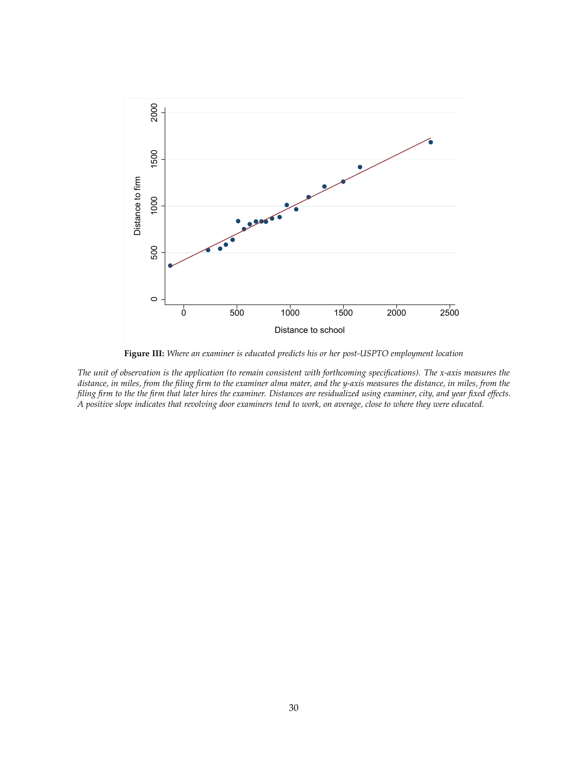**Figure III:** *Where an examiner is educated predicts his or her post-USPTO employment location*

*The unit of observation is the application (to remain consistent with forthcoming specifications). The x-axis measures the distance, in miles, from the filing firm to the examiner alma mater, and the y-axis measures the distance, in miles, from the filing firm to the the firm that later hires the examiner. Distances are residualized using examiner, city, and year fixed effects. A positive slope indicates that revolving door examiners tend to work, on average, close to where they were educated.*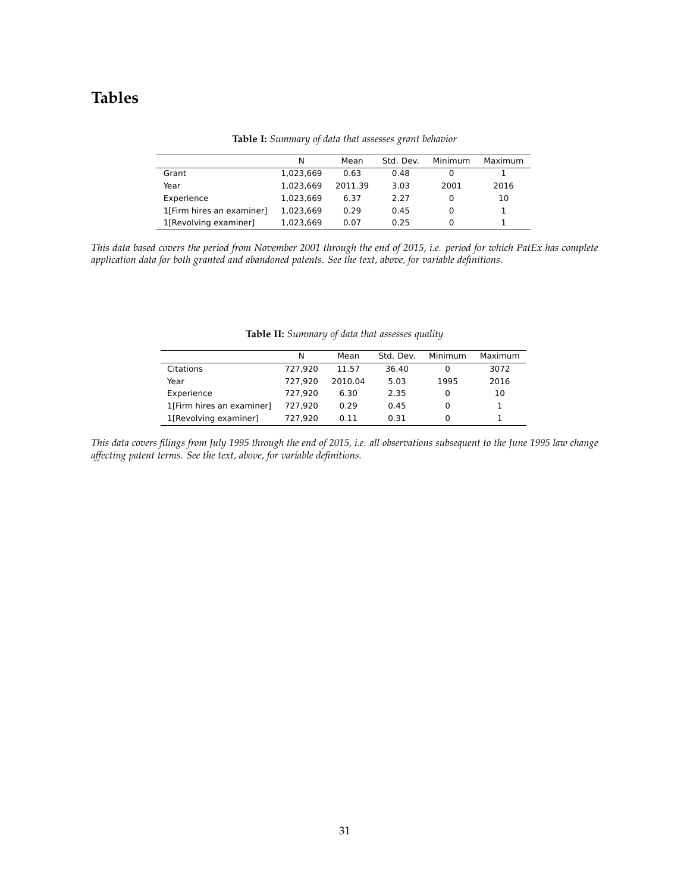# Tables

**Table I:** *Summary of data that assesses grant behavior*

| | N | Mean | Std. Dev. | Minimum | Maximum |
|---|---|---|---|---|---|
| Grant | 1,023,669 | 0.63 | 0.48 | 0 | 1 |
| Year | 1,023,669 | 2011.39 | 3.03 | 2001 | 2016 |
| Experience | 1,023,669 | 6.37 | 2.27 | 0 | 10 |
| 1[Firm hires an examiner] | 1,023,669 | 0.29 | 0.45 | 0 | 1 |
| 1[Revolving examiner] | 1,023,669 | 0.07 | 0.25 | 0 | 1 |

*This data based covers the period from November 2001 through the end of 2015, i.e. period for which PatEx has complete application data for both granted and abandoned patents. See the text, above, for variable definitions.*

**Table II:** *Summary of data that assesses quality*

| | N | Mean | Std. Dev. | Minimum | Maximum |
|---|---|---|---|---|---|
| Citations | 727,920 | 11.57 | 36.40 | 0 | 3072 |
| Year | 727,920 | 2010.04 | 5.03 | 1995 | 2016 |
| Experience | 727,920 | 6.30 | 2.35 | 0 | 10 |
| 1[Firm hires an examiner] | 727,920 | 0.29 | 0.45 | 0 | 1 |
| 1[Revolving examiner] | 727,920 | 0.11 | 0.31 | 0 | 1 |

*This data covers filings from July 1995 through the end of 2015, i.e. all observations subsequent to the June 1995 law change affecting patent terms. See the text, above, for variable definitions.*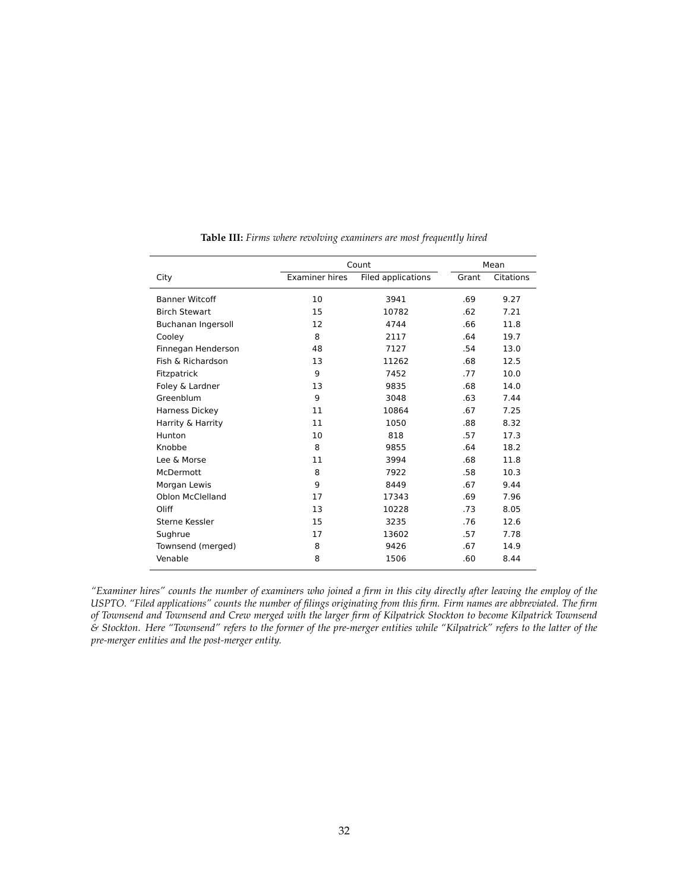**Table III:** *Firms where revolving examiners are most frequently hired*

| City | Count | | Mean | |
|---|---|---|---|---|
| | Examiner hires | Filed applications | Grant | Citations |
| Banner Witcoff | 10 | 3941 | .69 | 9.27 |
| Birch Stewart | 15 | 10782 | .62 | 7.21 |
| Buchanan Ingersoll | 12 | 4744 | .66 | 11.8 |
| Cooley | 8 | 2117 | .64 | 19.7 |
| Finnegan Henderson | 48 | 7127 | .54 | 13.0 |
| Fish & Richardson | 13 | 11262 | .68 | 12.5 |
| Fitzpatrick | 9 | 7452 | .77 | 10.0 |
| Foley & Lardner | 13 | 9835 | .68 | 14.0 |
| Greenblum | 9 | 3048 | .63 | 7.44 |
| Harness Dickey | 11 | 10864 | .67 | 7.25 |
| Harrity & Harrity | 11 | 1050 | .88 | 8.32 |
| Hunton | 10 | 818 | .57 | 17.3 |
| Knobbe | 8 | 9855 | .64 | 18.2 |
| Lee & Morse | 11 | 3994 | .68 | 11.8 |
| McDermott | 8 | 7922 | .58 | 10.3 |
| Morgan Lewis | 9 | 8449 | .67 | 9.44 |
| Oblon McClelland | 17 | 17343 | .69 | 7.96 |
| Oliff | 13 | 10228 | .73 | 8.05 |
| Sterne Kessler | 15 | 3235 | .76 | 12.6 |
| Sughrue | 17 | 13602 | .57 | 7.78 |
| Townsend (merged) | 8 | 9426 | .67 | 14.9 |
| Venable | 8 | 1506 | .60 | 8.44 |

*"Examiner hires" counts the number of examiners who joined a firm in this city directly after leaving the employ of the USPTO. "Filed applications" counts the number of filings originating from this firm. Firm names are abbreviated. The firm of Townsend and Townsend and Crew merged with the larger firm of Kilpatrick Stockton to become Kilpatrick Townsend & Stockton. Here "Townsend" refers to the former of the pre-merger entities while "Kilpatrick" refers to the latter of the pre-merger entities and the post-merger entity.*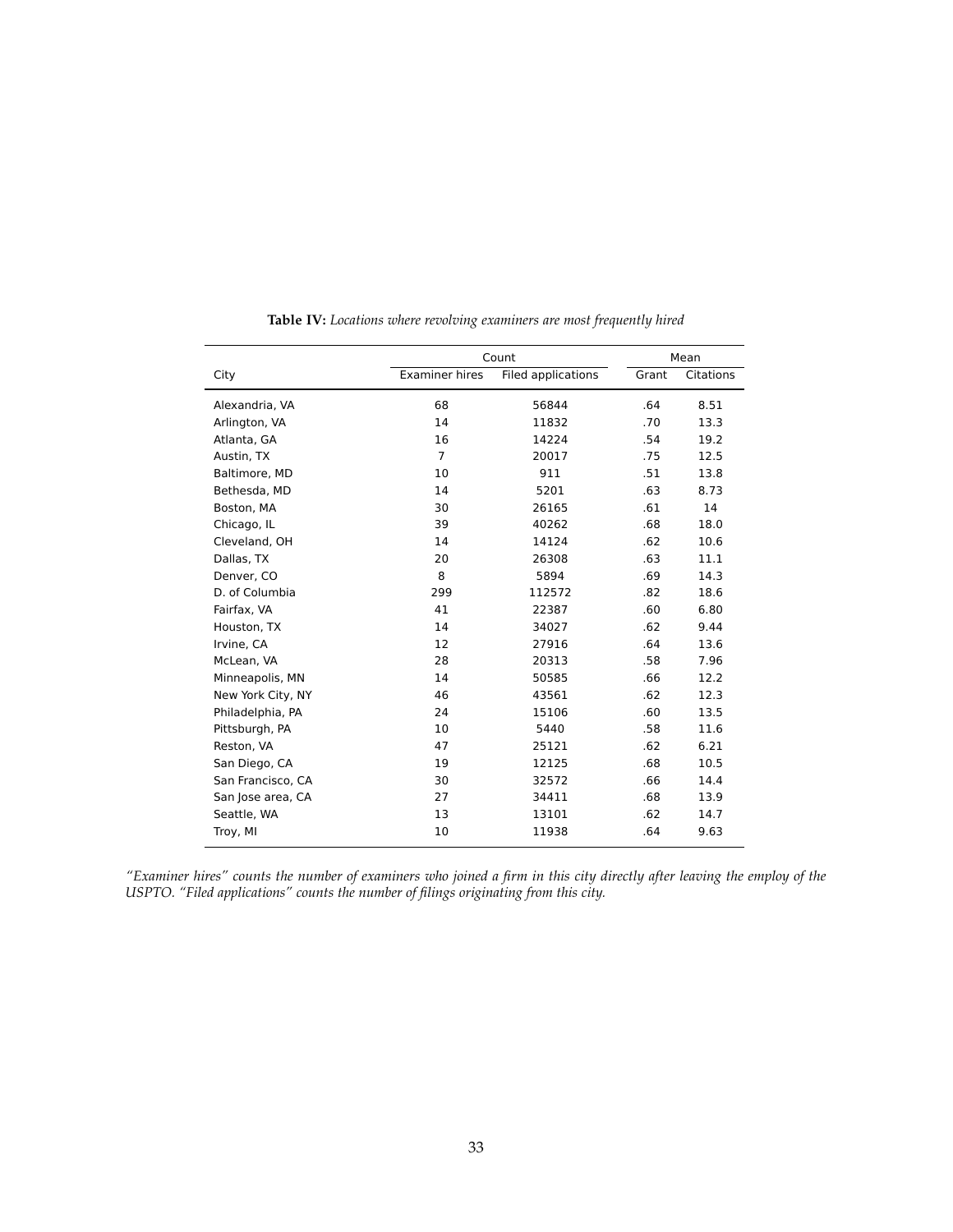**Table IV:** *Locations where revolving examiners are most frequently hired*

| City | Count | | Mean | |
|---|---|---|---|---|
| | Examiner hires | Filed applications | Grant | Citations |
| Alexandria, VA | 68 | 56844 | .64 | 8.51 |
| Arlington, VA | 14 | 11832 | .70 | 13.3 |
| Atlanta, GA | 16 | 14224 | .54 | 19.2 |
| Austin, TX | 7 | 20017 | .75 | 12.5 |
| Baltimore, MD | 10 | 911 | .51 | 13.8 |
| Bethesda, MD | 14 | 5201 | .63 | 8.73 |
| Boston, MA | 30 | 26165 | .61 | 14 |
| Chicago, IL | 39 | 40262 | .68 | 18.0 |
| Cleveland, OH | 14 | 14124 | .62 | 10.6 |
| Dallas, TX | 20 | 26308 | .63 | 11.1 |
| Denver, CO | 8 | 5894 | .69 | 14.3 |
| D. of Columbia | 299 | 112572 | .82 | 18.6 |
| Fairfax, VA | 41 | 22387 | .60 | 6.80 |
| Houston, TX | 14 | 34027 | .62 | 9.44 |
| Irvine, CA | 12 | 27916 | .64 | 13.6 |
| McLean, VA | 28 | 20313 | .58 | 7.96 |
| Minneapolis, MN | 14 | 50585 | .66 | 12.2 |
| New York City, NY | 46 | 43561 | .62 | 12.3 |
| Philadelphia, PA | 24 | 15106 | .60 | 13.5 |
| Pittsburgh, PA | 10 | 5440 | .58 | 11.6 |
| Reston, VA | 47 | 25121 | .62 | 6.21 |
| San Diego, CA | 19 | 12125 | .68 | 10.5 |
| San Francisco, CA | 30 | 32572 | .66 | 14.4 |
| San Jose area, CA | 27 | 34411 | .68 | 13.9 |
| Seattle, WA | 13 | 13101 | .62 | 14.7 |
| Troy, MI | 10 | 11938 | .64 | 9.63 |

*"Examiner hires" counts the number of examiners who joined a firm in this city directly after leaving the employ of the USPTO. "Filed applications" counts the number of filings originating from this city.*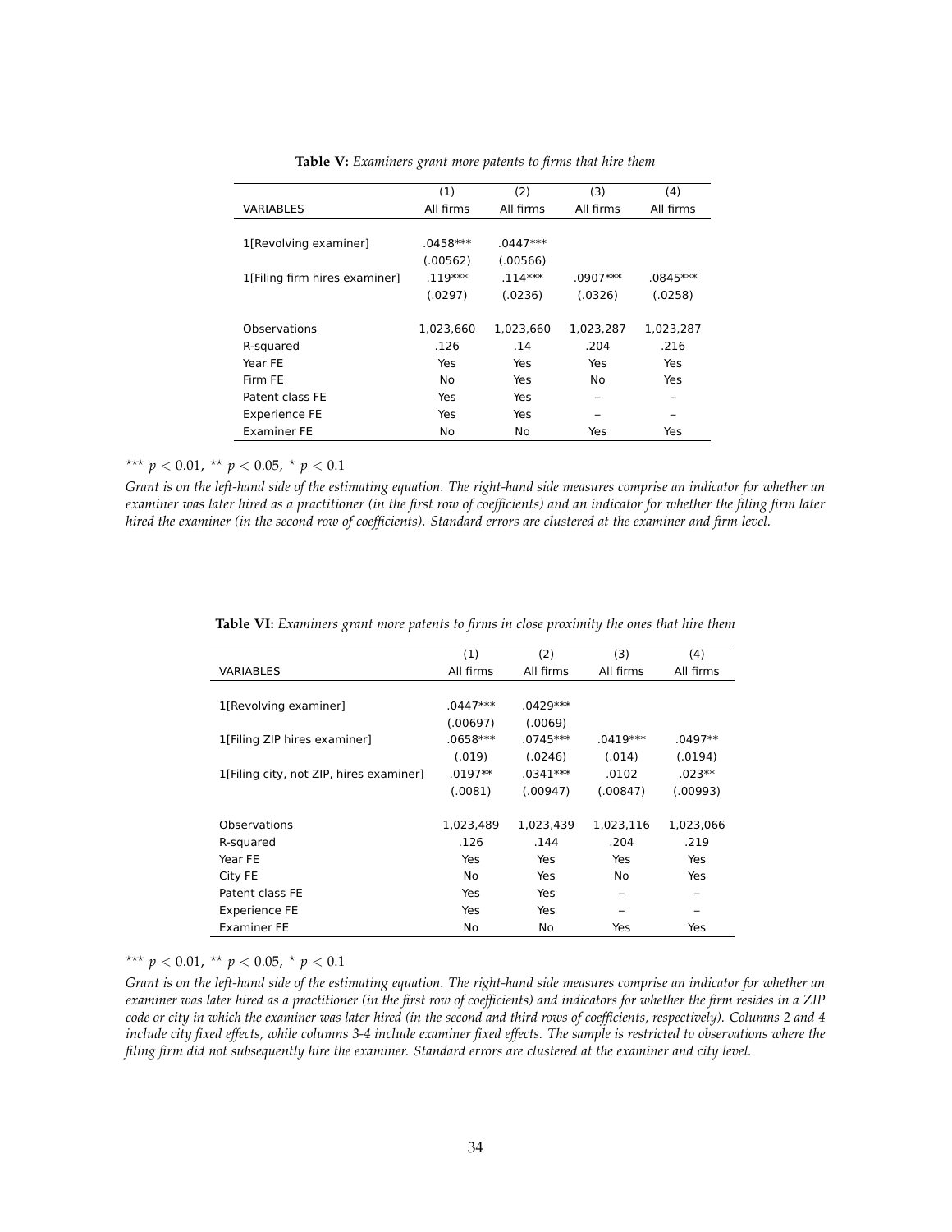**Table V:** *Examiners grant more patents to firms that hire them*

| | (1) | (2) | (3) | (4) |
|---|---|---|---|---|
| VARIABLES | All firms | All firms | All firms | All firms |
| | | | | |
| 1[Revolving examiner] | .0458*** | .0447*** | | |
| | (.00562) | (.00566) | | |
| 1[Filing firm hires examiner] | .119*** | .114*** | .0907*** | .0845*** |
| | (.0297) | (.0236) | (.0326) | (.0258) |
| | | | | |
| Observations | 1,023,660 | 1,023,660 | 1,023,287 | 1,023,287 |
| R-squared | .126 | .14 | .204 | .216 |
| Year FE | Yes | Yes | Yes | Yes |
| Firm FE | No | Yes | No | Yes |
| Patent class FE | Yes | Yes | – | – |
| Experience FE | Yes | Yes | – | – |
| Examiner FE | No | No | Yes | Yes |

$^{***}$ $p < 0.01$, $^{**}$ $p < 0.05$, $^{*}$ $p < 0.1$

*Grant is on the left-hand side of the estimating equation. The right-hand side measures comprise an indicator for whether an examiner was later hired as a practitioner (in the first row of coefficients) and an indicator for whether the filing firm later hired the examiner (in the second row of coefficients). Standard errors are clustered at the examiner and firm level.*

**Table VI:** *Examiners grant more patents to firms in close proximity the ones that hire them*

| | (1) | (2) | (3) | (4) |
|---|---|---|---|---|
| VARIABLES | All firms | All firms | All firms | All firms |
| | | | | |
| 1[Revolving examiner] | .0447*** | .0429*** | | |
| | (.00697) | (.0069) | | |
| 1[Filing ZIP hires examiner] | .0658*** | .0745*** | .0419*** | .0497** |
| | (.019) | (.0246) | (.014) | (.0194) |
| 1[Filing city, not ZIP, hires examiner] | .0197** | .0341*** | .0102 | .023** |
| | (.0081) | (.00947) | (.00847) | (.00993) |
| | | | | |
| Observations | 1,023,489 | 1,023,439 | 1,023,116 | 1,023,066 |
| R-squared | .126 | .144 | .204 | .219 |
| Year FE | Yes | Yes | Yes | Yes |
| City FE | No | Yes | No | Yes |
| Patent class FE | Yes | Yes | – | – |
| Experience FE | Yes | Yes | – | – |
| Examiner FE | No | No | Yes | Yes |

$^{***}$ $p < 0.01$, $^{**}$ $p < 0.05$, $^{*}$ $p < 0.1$

*Grant is on the left-hand side of the estimating equation. The right-hand side measures comprise an indicator for whether an examiner was later hired as a practitioner (in the first row of coefficients) and indicators for whether the firm resides in a ZIP code or city in which the examiner was later hired (in the second and third rows of coefficients, respectively). Columns 2 and 4 include city fixed effects, while columns 3-4 include examiner fixed effects. The sample is restricted to observations where the filing firm did not subsequently hire the examiner. Standard errors are clustered at the examiner and city level.*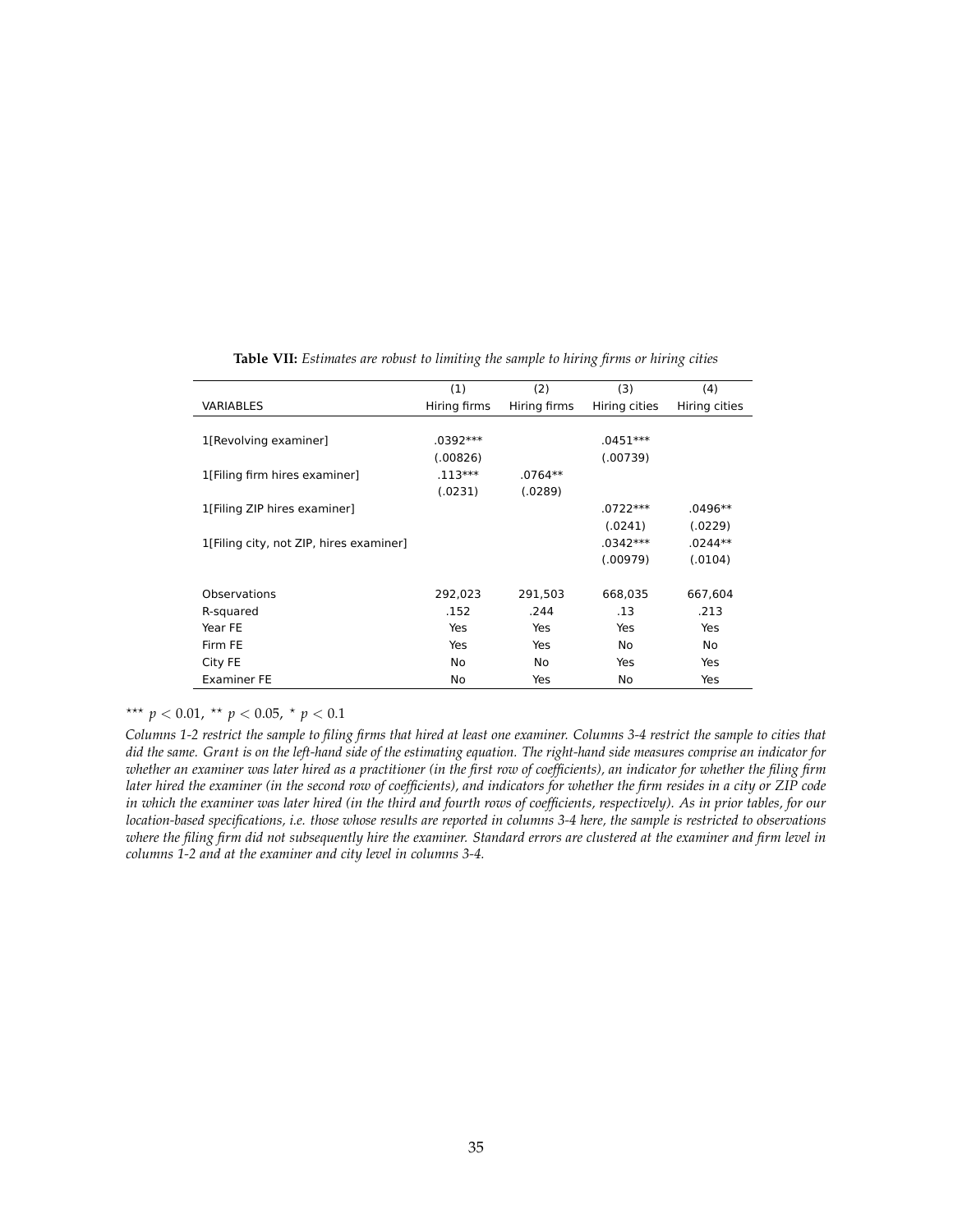**Table VII:** *Estimates are robust to limiting the sample to hiring firms or hiring cities*

| | (1) | (2) | (3) | (4) |
|---|---|---|---|---|
| VARIABLES | Hiring firms | Hiring firms | Hiring cities | Hiring cities |
| | | | | |
| 1[Revolving examiner] | .0392*** | | .0451*** | |
| | (.00826) | | (.00739) | |
| 1[Filing firm hires examiner] | .113*** | .0764** | | |
| | (.0231) | (.0289) | | |
| 1[Filing ZIP hires examiner] | | | .0722*** | .0496** |
| | | | (.0241) | (.0229) |
| 1[Filing city, not ZIP, hires examiner] | | | .0342*** | .0244** |
| | | | (.00979) | (.0104) |
| | | | | |
| Observations | 292,023 | 291,503 | 668,035 | 667,604 |
| R-squared | .152 | .244 | .13 | .213 |
| Year FE | Yes | Yes | Yes | Yes |
| Firm FE | Yes | Yes | No | No |
| City FE | No | No | Yes | Yes |
| Examiner FE | No | Yes | No | Yes |

*** $p < 0.01$, ** $p < 0.05$, * $p < 0.1$

*Columns 1-2 restrict the sample to filing firms that hired at least one examiner. Columns 3-4 restrict the sample to cities that did the same. Grant is on the left-hand side of the estimating equation. The right-hand side measures comprise an indicator for whether an examiner was later hired as a practitioner (in the first row of coefficients), an indicator for whether the filing firm later hired the examiner (in the second row of coefficients), and indicators for whether the firm resides in a city or ZIP code in which the examiner was later hired (in the third and fourth rows of coefficients, respectively). As in prior tables, for our location-based specifications, i.e. those whose results are reported in columns 3-4 here, the sample is restricted to observations where the filing firm did not subsequently hire the examiner. Standard errors are clustered at the examiner and firm level in columns 1-2 and at the examiner and city level in columns 3-4.*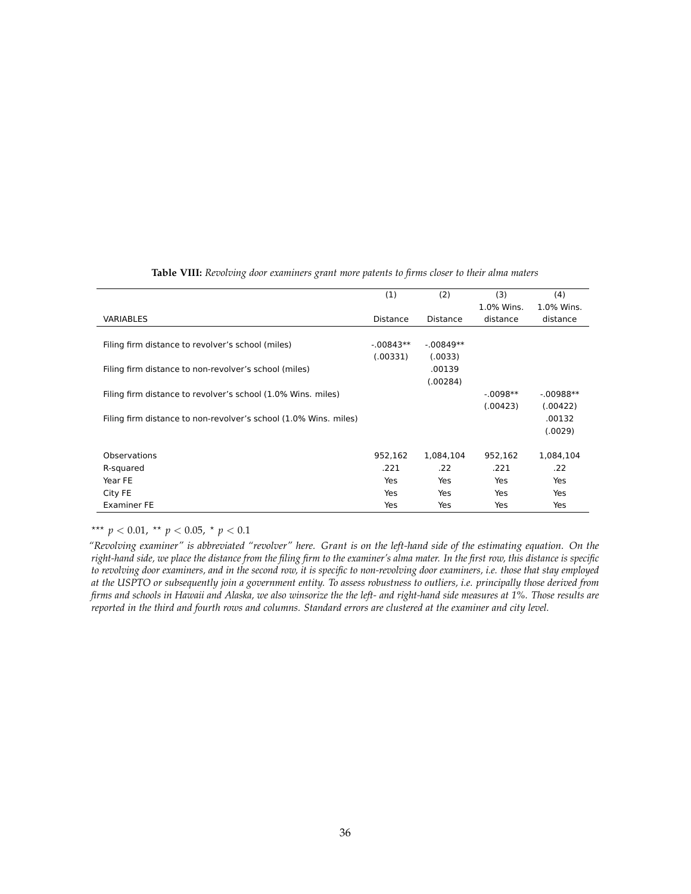**Table VIII:** *Revolving door examiners grant more patents to firms closer to their alma maters*

| VARIABLES | (1) Distance | (2) Distance | (3) 1.0% Wins. distance | (4) 1.0% Wins. distance |
|---|---|---|---|---|
| Filing firm distance to revolver's school (miles) | -.00843** | -.00849** | | |
| | (.00331) | (.0033) | | |
| Filing firm distance to non-revolver's school (miles) | | .00139 | | |
| | | (.00284) | | |
| Filing firm distance to revolver's school (1.0% Wins. miles) | | | -.0098** | -.00988** |
| | | | (.00423) | (.00422) |
| Filing firm distance to non-revolver's school (1.0% Wins. miles) | | | | .00132 |
| | | | | (.0029) |
| Observations | 952,162 | 1,084,104 | 952,162 | 1,084,104 |
| R-squared | .221 | .22 | .221 | .22 |
| Year FE | Yes | Yes | Yes | Yes |
| City FE | Yes | Yes | Yes | Yes |
| Examiner FE | Yes | Yes | Yes | Yes |

*** $p < 0.01$, ** $p < 0.05$, * $p < 0.1$

*"Revolving examiner" is abbreviated "revolver" here. Grant is on the left-hand side of the estimating equation. On the right-hand side, we place the distance from the filing firm to the examiner's alma mater. In the first row, this distance is specific to revolving door examiners, and in the second row, it is specific to non-revolving door examiners, i.e. those that stay employed at the USPTO or subsequently join a government entity. To assess robustness to outliers, i.e. principally those derived from firms and schools in Hawaii and Alaska, we also winsorize the the left- and right-hand side measures at 1%. Those results are reported in the third and fourth rows and columns. Standard errors are clustered at the examiner and city level.*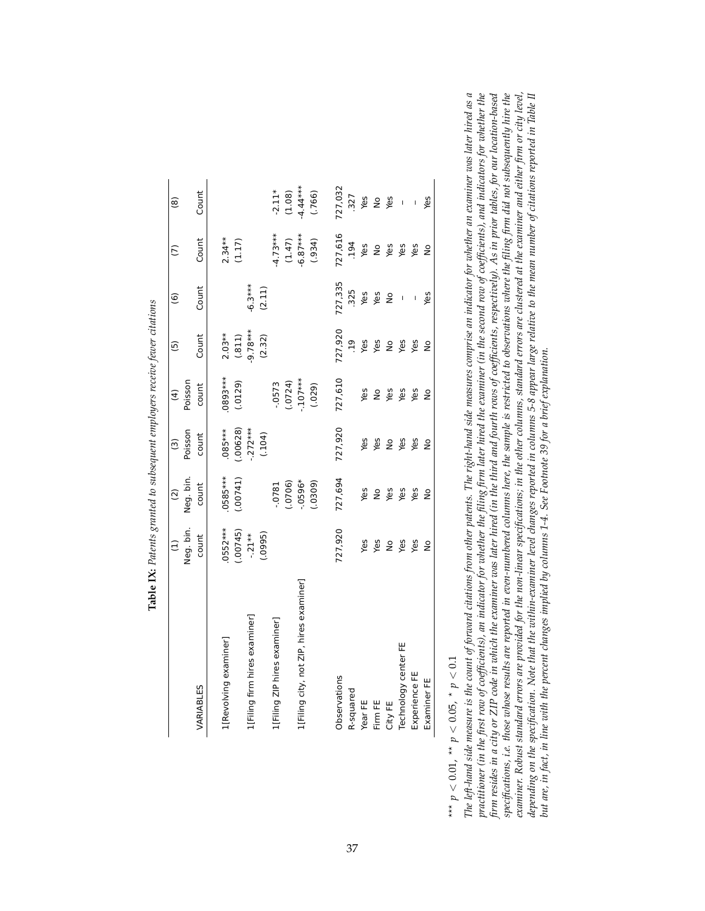**Table IX:** *Patents granted to subsequent employers receive fewer citations*

| VARIABLES | (1) Neg. bin. count | (2) Neg. bin. count | (3) Poisson count | (4) Poisson count | (5) Count | (6) Count | (7) Count | (8) Count |
|---|---|---|---|---|---|---|---|---|
| 1[Revolving examiner] | .0552*** | .0585*** | .085*** | .0893*** | 2.03** | | 2.34** | |
| | (.00745) | (.00741) | (.00628) | (.0129) | (.811) | | (1.17) | |
| 1[Filing firm hires examiner] | -.21** | | -.272*** | | -9.78*** | -6.3*** | | |
| | (.0995) | | (.104) | | (2.32) | (2.11) | | |
| 1[Filing ZIP hires examiner] | | -.0781 | | -.0573 | | | -4.73*** | -2.11* |
| | | (.0706) | | (.0724) | | | (1.47) | (1.08) |
| 1[Filing city, not ZIP, hires examiner] | | -.0596* | | -.107*** | | | -6.87*** | -4.44*** |
| | | (.0309) | | (.029) | | | (.934) | (.766) |
| Observations | 727,920 | 727,694 | 727,920 | 727,610 | 727,920 | 727,335 | 727,616 | 727,032 |
| R-squared | | | | | .19 | .325 | .194 | .327 |
| Year FE | Yes | Yes | Yes | Yes | Yes | Yes | Yes | Yes |
| Firm FE | Yes | No | Yes | No | Yes | Yes | No | No |
| City FE | No | Yes | No | Yes | No | No | Yes | Yes |
| Technology center FE | Yes | Yes | Yes | Yes | Yes | – | Yes | – |
| Experience FE | Yes | Yes | Yes | Yes | Yes | – | Yes | – |
| Examiner FE | No | No | No | No | No | Yes | No | Yes |

\*\*\* $p < 0.01$, \*\* $p < 0.05$, \* $p < 0.1$

*The left-hand side measure is the count of forward citations from other patents. The right-hand side measures comprise an indicator for whether an examiner was later hired as a practitioner (in the first row of coefficients), an indicator for whether the filing firm later hired the examiner (in the second row of coefficients), and indicators for whether the firm resides in a city or ZIP code in which the examiner was later hired (in the third and fourth rows of coefficients, respectively). As in prior tables, for our location-based specifications, i.e. those whose results are reported in even-numbered columns here, the sample is restricted to observations where the filing firm did not subsequently hire the examiner. Robust standard errors are provided for the non-linear specifications; in the other columns, standard errors are clustered at the examiner and either firm or city level, depending on the specification. Note that the within-examiner level changes reported in columns 5-8 appear large relative to the mean number of citations reported in Table II but are, in fact, in line with the percent changes implied by columns 1-4. See Footnote 39 for a brief explanation.*